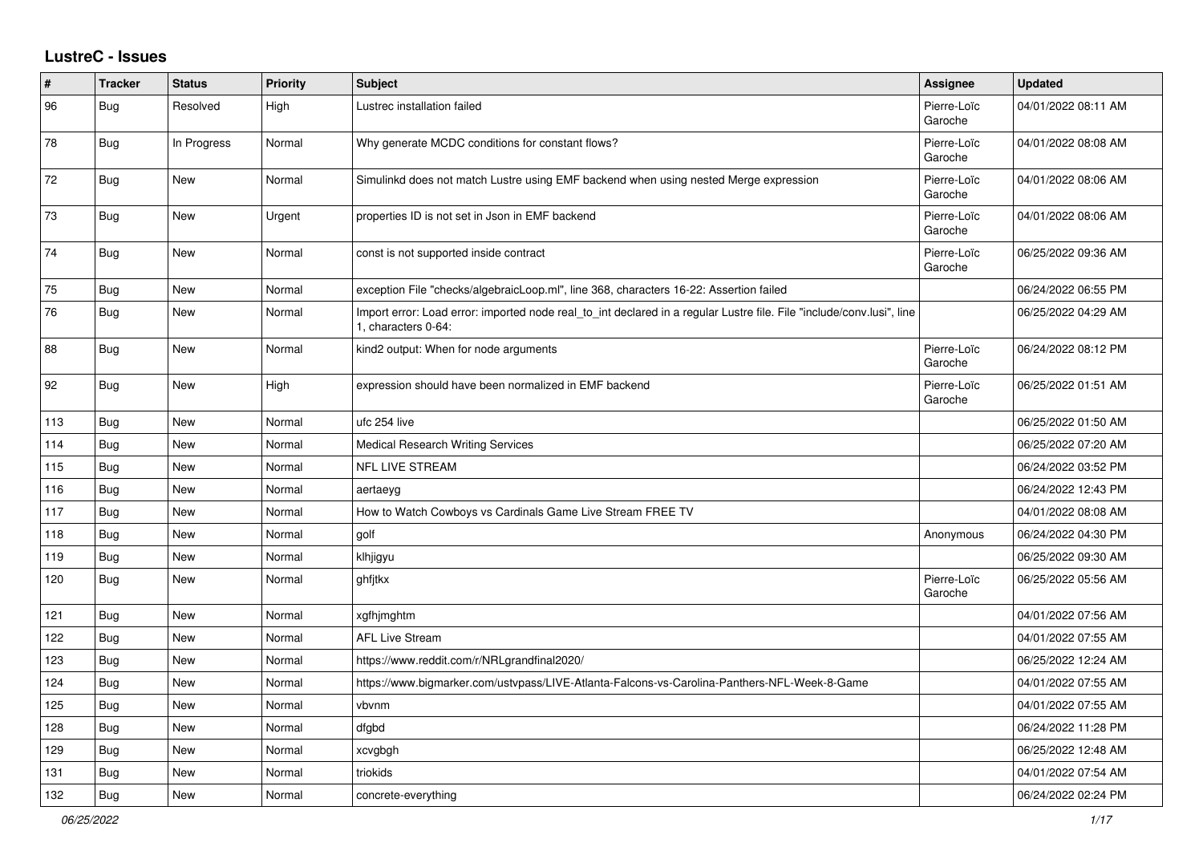# LustreC - Issues

| # | Tracker | Status | Priority | Subject | Assignee | Updated |
|---|---|---|---|---|---|---|
| 96 | Bug | Resolved | High | Lustrec installation failed | Pierre-Loïc Garoche | 04/01/2022 08:11 AM |
| 78 | Bug | In Progress | Normal | Why generate MCDC conditions for constant flows? | Pierre-Loïc Garoche | 04/01/2022 08:08 AM |
| 72 | Bug | New | Normal | Simulinkd does not match Lustre using EMF backend when using nested Merge expression | Pierre-Loïc Garoche | 04/01/2022 08:06 AM |
| 73 | Bug | New | Urgent | properties ID is not set in Json in EMF backend | Pierre-Loïc Garoche | 04/01/2022 08:06 AM |
| 74 | Bug | New | Normal | const is not supported inside contract | Pierre-Loïc Garoche | 06/25/2022 09:36 AM |
| 75 | Bug | New | Normal | exception File "checks/algebraicLoop.ml", line 368, characters 16-22: Assertion failed | | 06/24/2022 06:55 PM |
| 76 | Bug | New | Normal | Import error: Load error: imported node real_to_int declared in a regular Lustre file. File "include/conv.lusi", line 1, characters 0-64: | | 06/25/2022 04:29 AM |
| 88 | Bug | New | Normal | kind2 output: When for node arguments | Pierre-Loïc Garoche | 06/24/2022 08:12 PM |
| 92 | Bug | New | High | expression should have been normalized in EMF backend | Pierre-Loïc Garoche | 06/25/2022 01:51 AM |
| 113 | Bug | New | Normal | ufc 254 live | | 06/25/2022 01:50 AM |
| 114 | Bug | New | Normal | Medical Research Writing Services | | 06/25/2022 07:20 AM |
| 115 | Bug | New | Normal | NFL LIVE STREAM | | 06/24/2022 03:52 PM |
| 116 | Bug | New | Normal | aertaeyg | | 06/24/2022 12:43 PM |
| 117 | Bug | New | Normal | How to Watch Cowboys vs Cardinals Game Live Stream FREE TV | | 04/01/2022 08:08 AM |
| 118 | Bug | New | Normal | golf | Anonymous | 06/24/2022 04:30 PM |
| 119 | Bug | New | Normal | klhjigyu | | 06/25/2022 09:30 AM |
| 120 | Bug | New | Normal | ghfjtkx | Pierre-Loïc Garoche | 06/25/2022 05:56 AM |
| 121 | Bug | New | Normal | xgfhjmghtm | | 04/01/2022 07:56 AM |
| 122 | Bug | New | Normal | AFL Live Stream | | 04/01/2022 07:55 AM |
| 123 | Bug | New | Normal | https://www.reddit.com/r/NRLgrandfinal2020/ | | 06/25/2022 12:24 AM |
| 124 | Bug | New | Normal | https://www.bigmarker.com/ustvpass/LIVE-Atlanta-Falcons-vs-Carolina-Panthers-NFL-Week-8-Game | | 04/01/2022 07:55 AM |
| 125 | Bug | New | Normal | vbvnm | | 04/01/2022 07:55 AM |
| 128 | Bug | New | Normal | dfgbd | | 06/24/2022 11:28 PM |
| 129 | Bug | New | Normal | xcvgbgh | | 06/25/2022 12:48 AM |
| 131 | Bug | New | Normal | triokids | | 04/01/2022 07:54 AM |
| 132 | Bug | New | Normal | concrete-everything | | 06/24/2022 02:24 PM |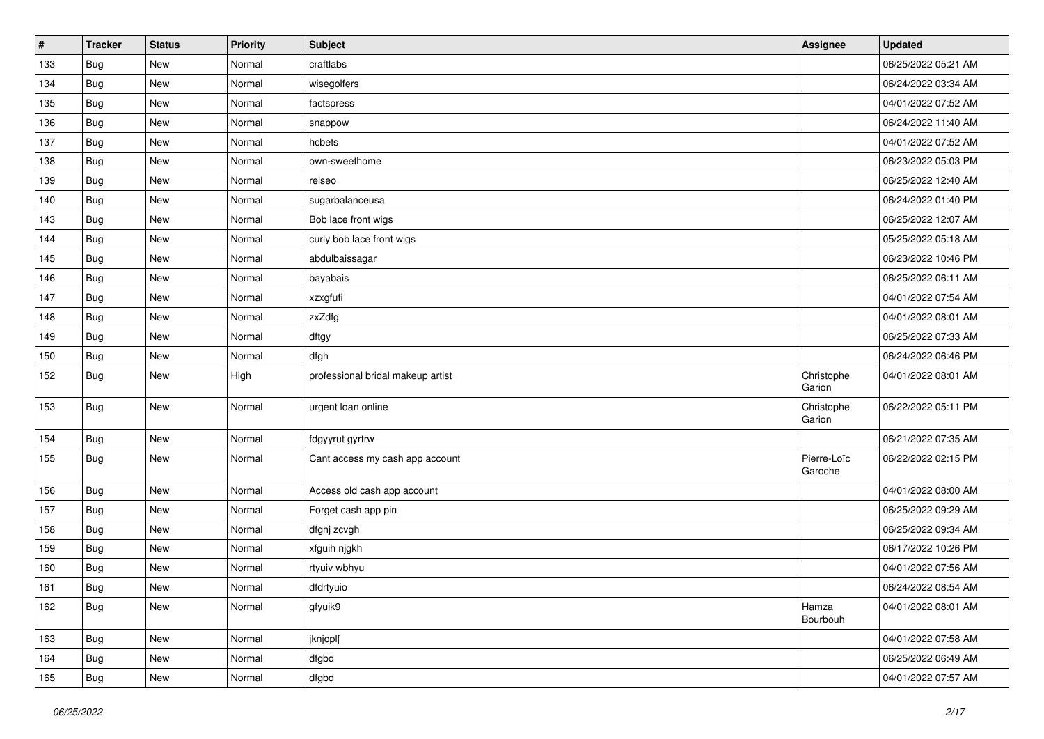| # | Tracker | Status | Priority | Subject | Assignee | Updated |
|---|---|---|---|---|---|---|
| 133 | Bug | New | Normal | craftlabs | | 06/25/2022 05:21 AM |
| 134 | Bug | New | Normal | wisegolfers | | 06/24/2022 03:34 AM |
| 135 | Bug | New | Normal | factspress | | 04/01/2022 07:52 AM |
| 136 | Bug | New | Normal | snappow | | 06/24/2022 11:40 AM |
| 137 | Bug | New | Normal | hcbets | | 04/01/2022 07:52 AM |
| 138 | Bug | New | Normal | own-sweethome | | 06/23/2022 05:03 PM |
| 139 | Bug | New | Normal | relseo | | 06/25/2022 12:40 AM |
| 140 | Bug | New | Normal | sugarbalanceusa | | 06/24/2022 01:40 PM |
| 143 | Bug | New | Normal | Bob lace front wigs | | 06/25/2022 12:07 AM |
| 144 | Bug | New | Normal | curly bob lace front wigs | | 05/25/2022 05:18 AM |
| 145 | Bug | New | Normal | abdulbaissagar | | 06/23/2022 10:46 PM |
| 146 | Bug | New | Normal | bayabais | | 06/25/2022 06:11 AM |
| 147 | Bug | New | Normal | xzxgfufi | | 04/01/2022 07:54 AM |
| 148 | Bug | New | Normal | zxZdfg | | 04/01/2022 08:01 AM |
| 149 | Bug | New | Normal | dftgy | | 06/25/2022 07:33 AM |
| 150 | Bug | New | Normal | dfgh | | 06/24/2022 06:46 PM |
| 152 | Bug | New | High | professional bridal makeup artist | Christophe Garion | 04/01/2022 08:01 AM |
| 153 | Bug | New | Normal | urgent loan online | Christophe Garion | 06/22/2022 05:11 PM |
| 154 | Bug | New | Normal | fdgyyrut gyrtrw | | 06/21/2022 07:35 AM |
| 155 | Bug | New | Normal | Cant access my cash app account | Pierre-Loïc Garoche | 06/22/2022 02:15 PM |
| 156 | Bug | New | Normal | Access old cash app account | | 04/01/2022 08:00 AM |
| 157 | Bug | New | Normal | Forget cash app pin | | 06/25/2022 09:29 AM |
| 158 | Bug | New | Normal | dfghj zcvgh | | 06/25/2022 09:34 AM |
| 159 | Bug | New | Normal | xfguih njgkh | | 06/17/2022 10:26 PM |
| 160 | Bug | New | Normal | rtyuiv wbhyu | | 04/01/2022 07:56 AM |
| 161 | Bug | New | Normal | dfdrtyuio | | 06/24/2022 08:54 AM |
| 162 | Bug | New | Normal | gfyuik9 | Hamza Bourbouh | 04/01/2022 08:01 AM |
| 163 | Bug | New | Normal | jknjopl[ | | 04/01/2022 07:58 AM |
| 164 | Bug | New | Normal | dfgbd | | 06/25/2022 06:49 AM |
| 165 | Bug | New | Normal | dfgbd | | 04/01/2022 07:57 AM |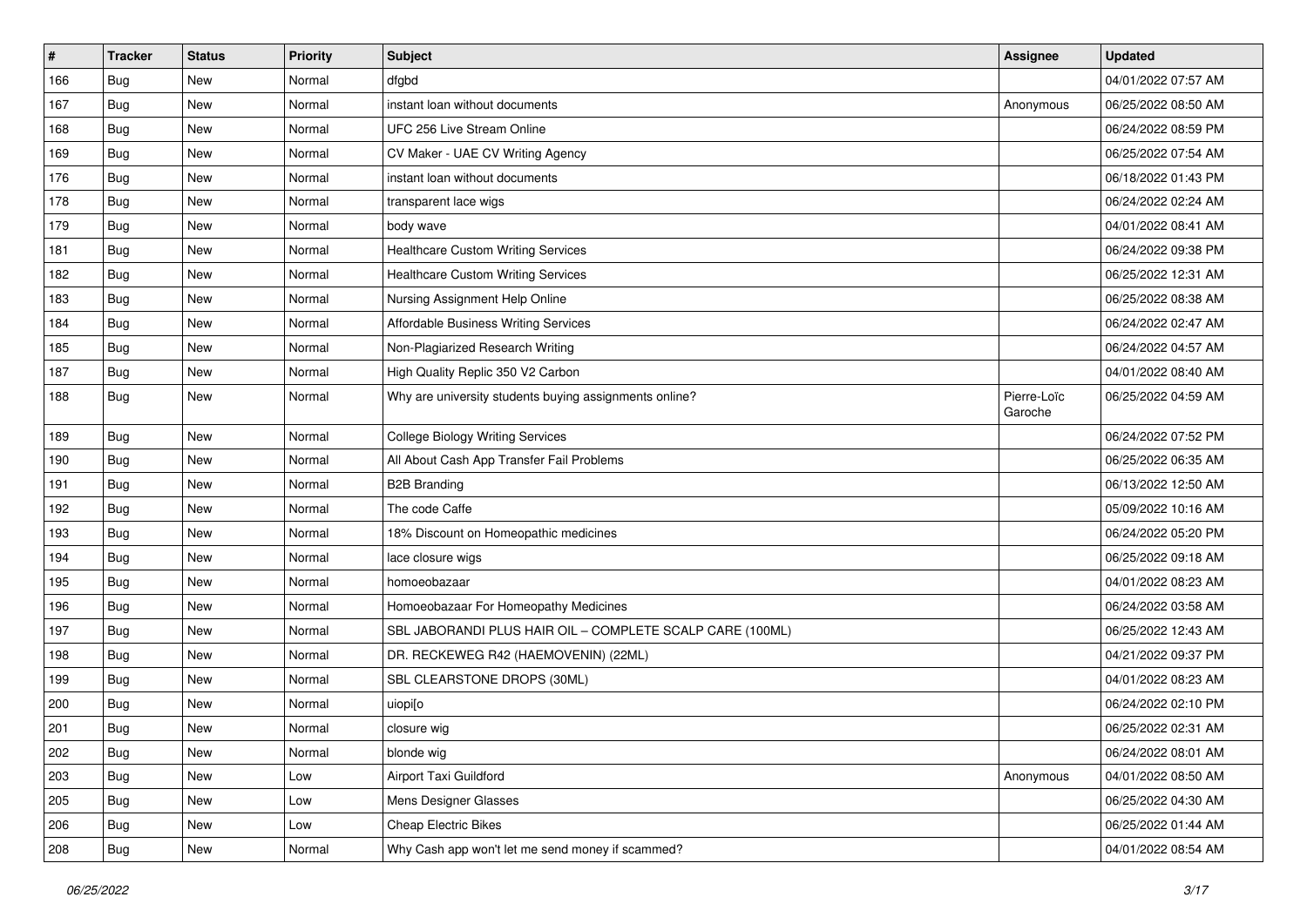| # | Tracker | Status | Priority | Subject | Assignee | Updated |
|---|---|---|---|---|---|---|
| 166 | Bug | New | Normal | dfgbd | | 04/01/2022 07:57 AM |
| 167 | Bug | New | Normal | instant loan without documents | Anonymous | 06/25/2022 08:50 AM |
| 168 | Bug | New | Normal | UFC 256 Live Stream Online | | 06/24/2022 08:59 PM |
| 169 | Bug | New | Normal | CV Maker - UAE CV Writing Agency | | 06/25/2022 07:54 AM |
| 176 | Bug | New | Normal | instant loan without documents | | 06/18/2022 01:43 PM |
| 178 | Bug | New | Normal | transparent lace wigs | | 06/24/2022 02:24 AM |
| 179 | Bug | New | Normal | body wave | | 04/01/2022 08:41 AM |
| 181 | Bug | New | Normal | Healthcare Custom Writing Services | | 06/24/2022 09:38 PM |
| 182 | Bug | New | Normal | Healthcare Custom Writing Services | | 06/25/2022 12:31 AM |
| 183 | Bug | New | Normal | Nursing Assignment Help Online | | 06/25/2022 08:38 AM |
| 184 | Bug | New | Normal | Affordable Business Writing Services | | 06/24/2022 02:47 AM |
| 185 | Bug | New | Normal | Non-Plagiarized Research Writing | | 06/24/2022 04:57 AM |
| 187 | Bug | New | Normal | High Quality Replic 350 V2 Carbon | | 04/01/2022 08:40 AM |
| 188 | Bug | New | Normal | Why are university students buying assignments online? | Pierre-Loïc Garoche | 06/25/2022 04:59 AM |
| 189 | Bug | New | Normal | College Biology Writing Services | | 06/24/2022 07:52 PM |
| 190 | Bug | New | Normal | All About Cash App Transfer Fail Problems | | 06/25/2022 06:35 AM |
| 191 | Bug | New | Normal | B2B Branding | | 06/13/2022 12:50 AM |
| 192 | Bug | New | Normal | The code Caffe | | 05/09/2022 10:16 AM |
| 193 | Bug | New | Normal | 18% Discount on Homeopathic medicines | | 06/24/2022 05:20 PM |
| 194 | Bug | New | Normal | lace closure wigs | | 06/25/2022 09:18 AM |
| 195 | Bug | New | Normal | homoeobazaar | | 04/01/2022 08:23 AM |
| 196 | Bug | New | Normal | Homoeobazaar For Homeopathy Medicines | | 06/24/2022 03:58 AM |
| 197 | Bug | New | Normal | SBL JABORANDI PLUS HAIR OIL – COMPLETE SCALP CARE (100ML) | | 06/25/2022 12:43 AM |
| 198 | Bug | New | Normal | DR. RECKEWEG R42 (HAEMOVENIN) (22ML) | | 04/21/2022 09:37 PM |
| 199 | Bug | New | Normal | SBL CLEARSTONE DROPS (30ML) | | 04/01/2022 08:23 AM |
| 200 | Bug | New | Normal | uiopi[o | | 06/24/2022 02:10 PM |
| 201 | Bug | New | Normal | closure wig | | 06/25/2022 02:31 AM |
| 202 | Bug | New | Normal | blonde wig | | 06/24/2022 08:01 AM |
| 203 | Bug | New | Low | Airport Taxi Guildford | Anonymous | 04/01/2022 08:50 AM |
| 205 | Bug | New | Low | Mens Designer Glasses | | 06/25/2022 04:30 AM |
| 206 | Bug | New | Low | Cheap Electric Bikes | | 06/25/2022 01:44 AM |
| 208 | Bug | New | Normal | Why Cash app won't let me send money if scammed? | | 04/01/2022 08:54 AM |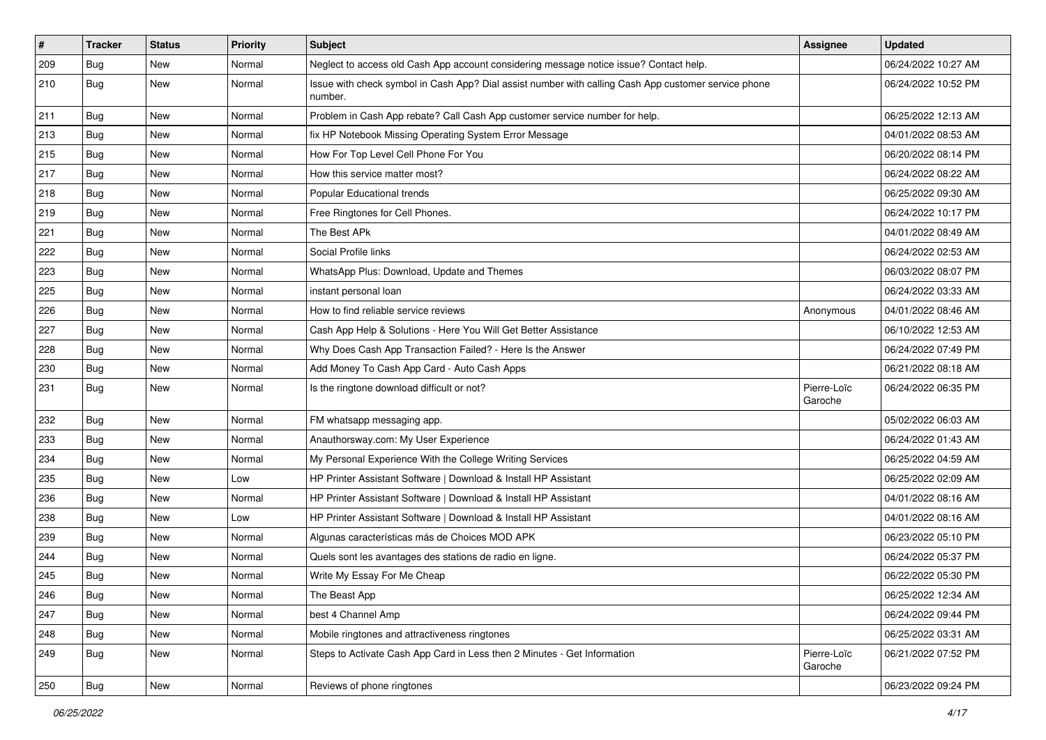| # | Tracker | Status | Priority | Subject | Assignee | Updated |
|---|---|---|---|---|---|---|
| 209 | Bug | New | Normal | Neglect to access old Cash App account considering message notice issue? Contact help. | | 06/24/2022 10:27 AM |
| 210 | Bug | New | Normal | Issue with check symbol in Cash App? Dial assist number with calling Cash App customer service phone number. | | 06/24/2022 10:52 PM |
| 211 | Bug | New | Normal | Problem in Cash App rebate? Call Cash App customer service number for help. | | 06/25/2022 12:13 AM |
| 213 | Bug | New | Normal | fix HP Notebook Missing Operating System Error Message | | 04/01/2022 08:53 AM |
| 215 | Bug | New | Normal | How For Top Level Cell Phone For You | | 06/20/2022 08:14 PM |
| 217 | Bug | New | Normal | How this service matter most? | | 06/24/2022 08:22 AM |
| 218 | Bug | New | Normal | Popular Educational trends | | 06/25/2022 09:30 AM |
| 219 | Bug | New | Normal | Free Ringtones for Cell Phones. | | 06/24/2022 10:17 PM |
| 221 | Bug | New | Normal | The Best APk | | 04/01/2022 08:49 AM |
| 222 | Bug | New | Normal | Social Profile links | | 06/24/2022 02:53 AM |
| 223 | Bug | New | Normal | WhatsApp Plus: Download, Update and Themes | | 06/03/2022 08:07 PM |
| 225 | Bug | New | Normal | instant personal loan | | 06/24/2022 03:33 AM |
| 226 | Bug | New | Normal | How to find reliable service reviews | Anonymous | 04/01/2022 08:46 AM |
| 227 | Bug | New | Normal | Cash App Help & Solutions - Here You Will Get Better Assistance | | 06/10/2022 12:53 AM |
| 228 | Bug | New | Normal | Why Does Cash App Transaction Failed? - Here Is the Answer | | 06/24/2022 07:49 PM |
| 230 | Bug | New | Normal | Add Money To Cash App Card - Auto Cash Apps | | 06/21/2022 08:18 AM |
| 231 | Bug | New | Normal | Is the ringtone download difficult or not? | Pierre-Loïc Garoche | 06/24/2022 06:35 PM |
| 232 | Bug | New | Normal | FM whatsapp messaging app. | | 05/02/2022 06:03 AM |
| 233 | Bug | New | Normal | Anauthorsway.com: My User Experience | | 06/24/2022 01:43 AM |
| 234 | Bug | New | Normal | My Personal Experience With the College Writing Services | | 06/25/2022 04:59 AM |
| 235 | Bug | New | Low | HP Printer Assistant Software \| Download & Install HP Assistant | | 06/25/2022 02:09 AM |
| 236 | Bug | New | Normal | HP Printer Assistant Software \| Download & Install HP Assistant | | 04/01/2022 08:16 AM |
| 238 | Bug | New | Low | HP Printer Assistant Software \| Download & Install HP Assistant | | 04/01/2022 08:16 AM |
| 239 | Bug | New | Normal | Algunas características más de Choices MOD APK | | 06/23/2022 05:10 PM |
| 244 | Bug | New | Normal | Quels sont les avantages des stations de radio en ligne. | | 06/24/2022 05:37 PM |
| 245 | Bug | New | Normal | Write My Essay For Me Cheap | | 06/22/2022 05:30 PM |
| 246 | Bug | New | Normal | The Beast App | | 06/25/2022 12:34 AM |
| 247 | Bug | New | Normal | best 4 Channel Amp | | 06/24/2022 09:44 PM |
| 248 | Bug | New | Normal | Mobile ringtones and attractiveness ringtones | | 06/25/2022 03:31 AM |
| 249 | Bug | New | Normal | Steps to Activate Cash App Card in Less then 2 Minutes - Get Information | Pierre-Loïc Garoche | 06/21/2022 07:52 PM |
| 250 | Bug | New | Normal | Reviews of phone ringtones | | 06/23/2022 09:24 PM |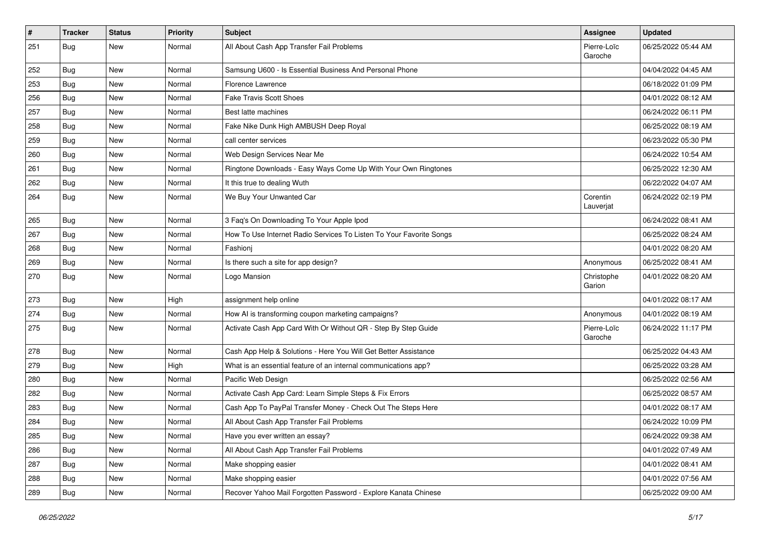| # | Tracker | Status | Priority | Subject | Assignee | Updated |
|---|---|---|---|---|---|---|
| 251 | Bug | New | Normal | All About Cash App Transfer Fail Problems | Pierre-Loïc Garoche | 06/25/2022 05:44 AM |
| 252 | Bug | New | Normal | Samsung U600 - Is Essential Business And Personal Phone | | 04/04/2022 04:45 AM |
| 253 | Bug | New | Normal | Florence Lawrence | | 06/18/2022 01:09 PM |
| 256 | Bug | New | Normal | Fake Travis Scott Shoes | | 04/01/2022 08:12 AM |
| 257 | Bug | New | Normal | Best latte machines | | 06/24/2022 06:11 PM |
| 258 | Bug | New | Normal | Fake Nike Dunk High AMBUSH Deep Royal | | 06/25/2022 08:19 AM |
| 259 | Bug | New | Normal | call center services | | 06/23/2022 05:30 PM |
| 260 | Bug | New | Normal | Web Design Services Near Me | | 06/24/2022 10:54 AM |
| 261 | Bug | New | Normal | Ringtone Downloads - Easy Ways Come Up With Your Own Ringtones | | 06/25/2022 12:30 AM |
| 262 | Bug | New | Normal | It this true to dealing Wuth | | 06/22/2022 04:07 AM |
| 264 | Bug | New | Normal | We Buy Your Unwanted Car | Corentin Lauverjat | 06/24/2022 02:19 PM |
| 265 | Bug | New | Normal | 3 Faq's On Downloading To Your Apple Ipod | | 06/24/2022 08:41 AM |
| 267 | Bug | New | Normal | How To Use Internet Radio Services To Listen To Your Favorite Songs | | 06/25/2022 08:24 AM |
| 268 | Bug | New | Normal | Fashionj | | 04/01/2022 08:20 AM |
| 269 | Bug | New | Normal | Is there such a site for app design? | Anonymous | 06/25/2022 08:41 AM |
| 270 | Bug | New | Normal | Logo Mansion | Christophe Garion | 04/01/2022 08:20 AM |
| 273 | Bug | New | High | assignment help online | | 04/01/2022 08:17 AM |
| 274 | Bug | New | Normal | How AI is transforming coupon marketing campaigns? | Anonymous | 04/01/2022 08:19 AM |
| 275 | Bug | New | Normal | Activate Cash App Card With Or Without QR - Step By Step Guide | Pierre-Loïc Garoche | 06/24/2022 11:17 PM |
| 278 | Bug | New | Normal | Cash App Help & Solutions - Here You Will Get Better Assistance | | 06/25/2022 04:43 AM |
| 279 | Bug | New | High | What is an essential feature of an internal communications app? | | 06/25/2022 03:28 AM |
| 280 | Bug | New | Normal | Pacific Web Design | | 06/25/2022 02:56 AM |
| 282 | Bug | New | Normal | Activate Cash App Card: Learn Simple Steps & Fix Errors | | 06/25/2022 08:57 AM |
| 283 | Bug | New | Normal | Cash App To PayPal Transfer Money - Check Out The Steps Here | | 04/01/2022 08:17 AM |
| 284 | Bug | New | Normal | All About Cash App Transfer Fail Problems | | 06/24/2022 10:09 PM |
| 285 | Bug | New | Normal | Have you ever written an essay? | | 06/24/2022 09:38 AM |
| 286 | Bug | New | Normal | All About Cash App Transfer Fail Problems | | 04/01/2022 07:49 AM |
| 287 | Bug | New | Normal | Make shopping easier | | 04/01/2022 08:41 AM |
| 288 | Bug | New | Normal | Make shopping easier | | 04/01/2022 07:56 AM |
| 289 | Bug | New | Normal | Recover Yahoo Mail Forgotten Password - Explore Kanata Chinese | | 06/25/2022 09:00 AM |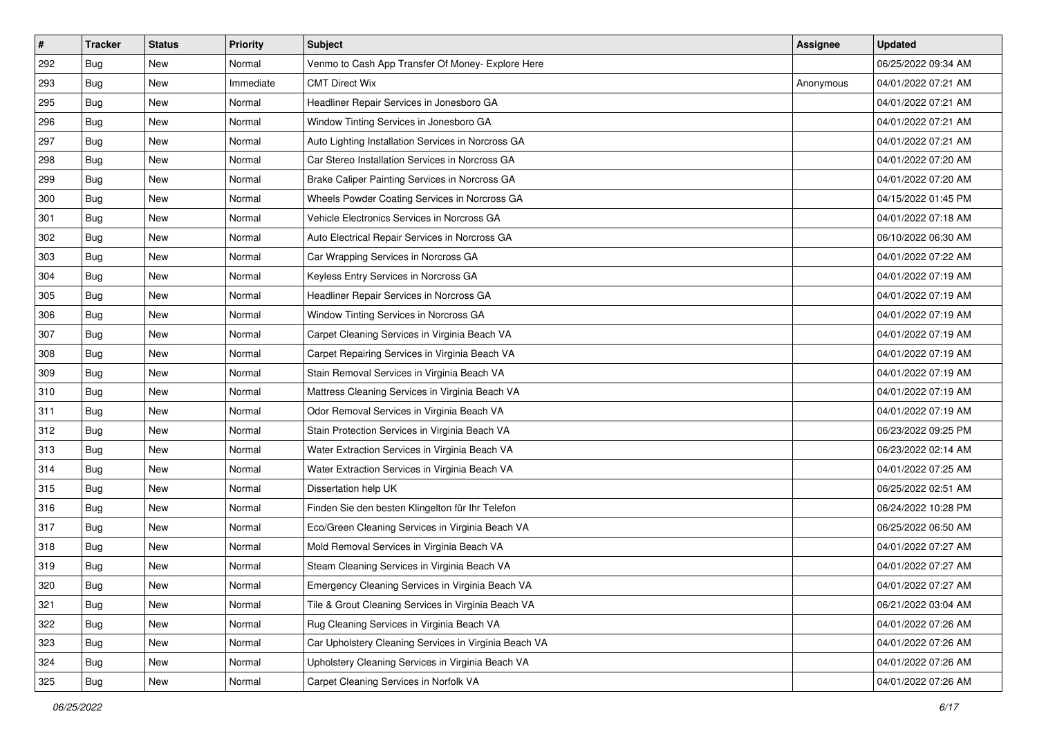| # | Tracker | Status | Priority | Subject | Assignee | Updated |
|---|---|---|---|---|---|---|
| 292 | Bug | New | Normal | Venmo to Cash App Transfer Of Money- Explore Here | | 06/25/2022 09:34 AM |
| 293 | Bug | New | Immediate | CMT Direct Wix | Anonymous | 04/01/2022 07:21 AM |
| 295 | Bug | New | Normal | Headliner Repair Services in Jonesboro GA | | 04/01/2022 07:21 AM |
| 296 | Bug | New | Normal | Window Tinting Services in Jonesboro GA | | 04/01/2022 07:21 AM |
| 297 | Bug | New | Normal | Auto Lighting Installation Services in Norcross GA | | 04/01/2022 07:21 AM |
| 298 | Bug | New | Normal | Car Stereo Installation Services in Norcross GA | | 04/01/2022 07:20 AM |
| 299 | Bug | New | Normal | Brake Caliper Painting Services in Norcross GA | | 04/01/2022 07:20 AM |
| 300 | Bug | New | Normal | Wheels Powder Coating Services in Norcross GA | | 04/15/2022 01:45 PM |
| 301 | Bug | New | Normal | Vehicle Electronics Services in Norcross GA | | 04/01/2022 07:18 AM |
| 302 | Bug | New | Normal | Auto Electrical Repair Services in Norcross GA | | 06/10/2022 06:30 AM |
| 303 | Bug | New | Normal | Car Wrapping Services in Norcross GA | | 04/01/2022 07:22 AM |
| 304 | Bug | New | Normal | Keyless Entry Services in Norcross GA | | 04/01/2022 07:19 AM |
| 305 | Bug | New | Normal | Headliner Repair Services in Norcross GA | | 04/01/2022 07:19 AM |
| 306 | Bug | New | Normal | Window Tinting Services in Norcross GA | | 04/01/2022 07:19 AM |
| 307 | Bug | New | Normal | Carpet Cleaning Services in Virginia Beach VA | | 04/01/2022 07:19 AM |
| 308 | Bug | New | Normal | Carpet Repairing Services in Virginia Beach VA | | 04/01/2022 07:19 AM |
| 309 | Bug | New | Normal | Stain Removal Services in Virginia Beach VA | | 04/01/2022 07:19 AM |
| 310 | Bug | New | Normal | Mattress Cleaning Services in Virginia Beach VA | | 04/01/2022 07:19 AM |
| 311 | Bug | New | Normal | Odor Removal Services in Virginia Beach VA | | 04/01/2022 07:19 AM |
| 312 | Bug | New | Normal | Stain Protection Services in Virginia Beach VA | | 06/23/2022 09:25 PM |
| 313 | Bug | New | Normal | Water Extraction Services in Virginia Beach VA | | 06/23/2022 02:14 AM |
| 314 | Bug | New | Normal | Water Extraction Services in Virginia Beach VA | | 04/01/2022 07:25 AM |
| 315 | Bug | New | Normal | Dissertation help UK | | 06/25/2022 02:51 AM |
| 316 | Bug | New | Normal | Finden Sie den besten Klingelton für Ihr Telefon | | 06/24/2022 10:28 PM |
| 317 | Bug | New | Normal | Eco/Green Cleaning Services in Virginia Beach VA | | 06/25/2022 06:50 AM |
| 318 | Bug | New | Normal | Mold Removal Services in Virginia Beach VA | | 04/01/2022 07:27 AM |
| 319 | Bug | New | Normal | Steam Cleaning Services in Virginia Beach VA | | 04/01/2022 07:27 AM |
| 320 | Bug | New | Normal | Emergency Cleaning Services in Virginia Beach VA | | 04/01/2022 07:27 AM |
| 321 | Bug | New | Normal | Tile & Grout Cleaning Services in Virginia Beach VA | | 06/21/2022 03:04 AM |
| 322 | Bug | New | Normal | Rug Cleaning Services in Virginia Beach VA | | 04/01/2022 07:26 AM |
| 323 | Bug | New | Normal | Car Upholstery Cleaning Services in Virginia Beach VA | | 04/01/2022 07:26 AM |
| 324 | Bug | New | Normal | Upholstery Cleaning Services in Virginia Beach VA | | 04/01/2022 07:26 AM |
| 325 | Bug | New | Normal | Carpet Cleaning Services in Norfolk VA | | 04/01/2022 07:26 AM |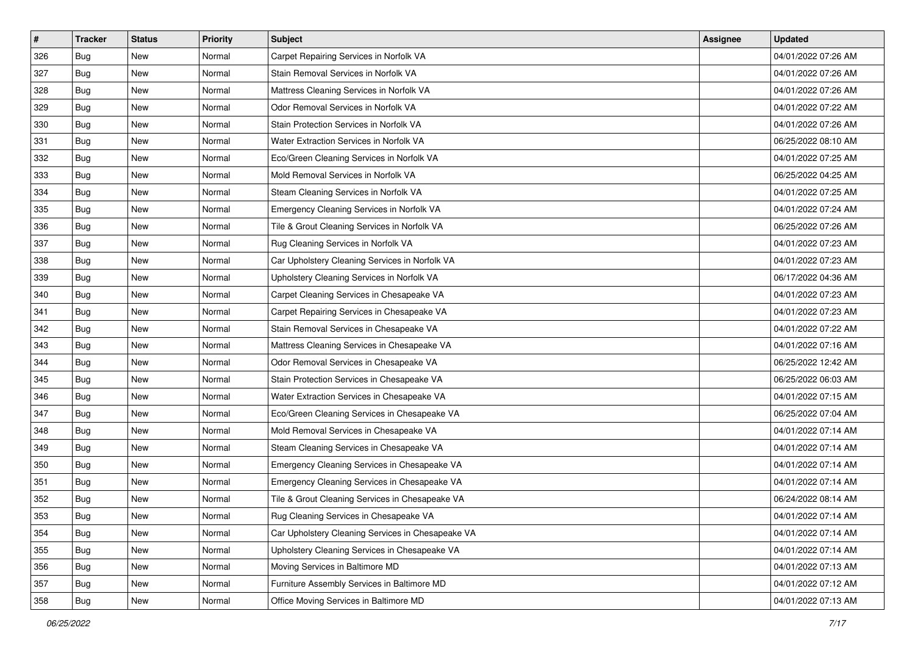| # | Tracker | Status | Priority | Subject | Assignee | Updated |
|---|---|---|---|---|---|---|
| 326 | Bug | New | Normal | Carpet Repairing Services in Norfolk VA | | 04/01/2022 07:26 AM |
| 327 | Bug | New | Normal | Stain Removal Services in Norfolk VA | | 04/01/2022 07:26 AM |
| 328 | Bug | New | Normal | Mattress Cleaning Services in Norfolk VA | | 04/01/2022 07:26 AM |
| 329 | Bug | New | Normal | Odor Removal Services in Norfolk VA | | 04/01/2022 07:22 AM |
| 330 | Bug | New | Normal | Stain Protection Services in Norfolk VA | | 04/01/2022 07:26 AM |
| 331 | Bug | New | Normal | Water Extraction Services in Norfolk VA | | 06/25/2022 08:10 AM |
| 332 | Bug | New | Normal | Eco/Green Cleaning Services in Norfolk VA | | 04/01/2022 07:25 AM |
| 333 | Bug | New | Normal | Mold Removal Services in Norfolk VA | | 06/25/2022 04:25 AM |
| 334 | Bug | New | Normal | Steam Cleaning Services in Norfolk VA | | 04/01/2022 07:25 AM |
| 335 | Bug | New | Normal | Emergency Cleaning Services in Norfolk VA | | 04/01/2022 07:24 AM |
| 336 | Bug | New | Normal | Tile & Grout Cleaning Services in Norfolk VA | | 06/25/2022 07:26 AM |
| 337 | Bug | New | Normal | Rug Cleaning Services in Norfolk VA | | 04/01/2022 07:23 AM |
| 338 | Bug | New | Normal | Car Upholstery Cleaning Services in Norfolk VA | | 04/01/2022 07:23 AM |
| 339 | Bug | New | Normal | Upholstery Cleaning Services in Norfolk VA | | 06/17/2022 04:36 AM |
| 340 | Bug | New | Normal | Carpet Cleaning Services in Chesapeake VA | | 04/01/2022 07:23 AM |
| 341 | Bug | New | Normal | Carpet Repairing Services in Chesapeake VA | | 04/01/2022 07:23 AM |
| 342 | Bug | New | Normal | Stain Removal Services in Chesapeake VA | | 04/01/2022 07:22 AM |
| 343 | Bug | New | Normal | Mattress Cleaning Services in Chesapeake VA | | 04/01/2022 07:16 AM |
| 344 | Bug | New | Normal | Odor Removal Services in Chesapeake VA | | 06/25/2022 12:42 AM |
| 345 | Bug | New | Normal | Stain Protection Services in Chesapeake VA | | 06/25/2022 06:03 AM |
| 346 | Bug | New | Normal | Water Extraction Services in Chesapeake VA | | 04/01/2022 07:15 AM |
| 347 | Bug | New | Normal | Eco/Green Cleaning Services in Chesapeake VA | | 06/25/2022 07:04 AM |
| 348 | Bug | New | Normal | Mold Removal Services in Chesapeake VA | | 04/01/2022 07:14 AM |
| 349 | Bug | New | Normal | Steam Cleaning Services in Chesapeake VA | | 04/01/2022 07:14 AM |
| 350 | Bug | New | Normal | Emergency Cleaning Services in Chesapeake VA | | 04/01/2022 07:14 AM |
| 351 | Bug | New | Normal | Emergency Cleaning Services in Chesapeake VA | | 04/01/2022 07:14 AM |
| 352 | Bug | New | Normal | Tile & Grout Cleaning Services in Chesapeake VA | | 06/24/2022 08:14 AM |
| 353 | Bug | New | Normal | Rug Cleaning Services in Chesapeake VA | | 04/01/2022 07:14 AM |
| 354 | Bug | New | Normal | Car Upholstery Cleaning Services in Chesapeake VA | | 04/01/2022 07:14 AM |
| 355 | Bug | New | Normal | Upholstery Cleaning Services in Chesapeake VA | | 04/01/2022 07:14 AM |
| 356 | Bug | New | Normal | Moving Services in Baltimore MD | | 04/01/2022 07:13 AM |
| 357 | Bug | New | Normal | Furniture Assembly Services in Baltimore MD | | 04/01/2022 07:12 AM |
| 358 | Bug | New | Normal | Office Moving Services in Baltimore MD | | 04/01/2022 07:13 AM |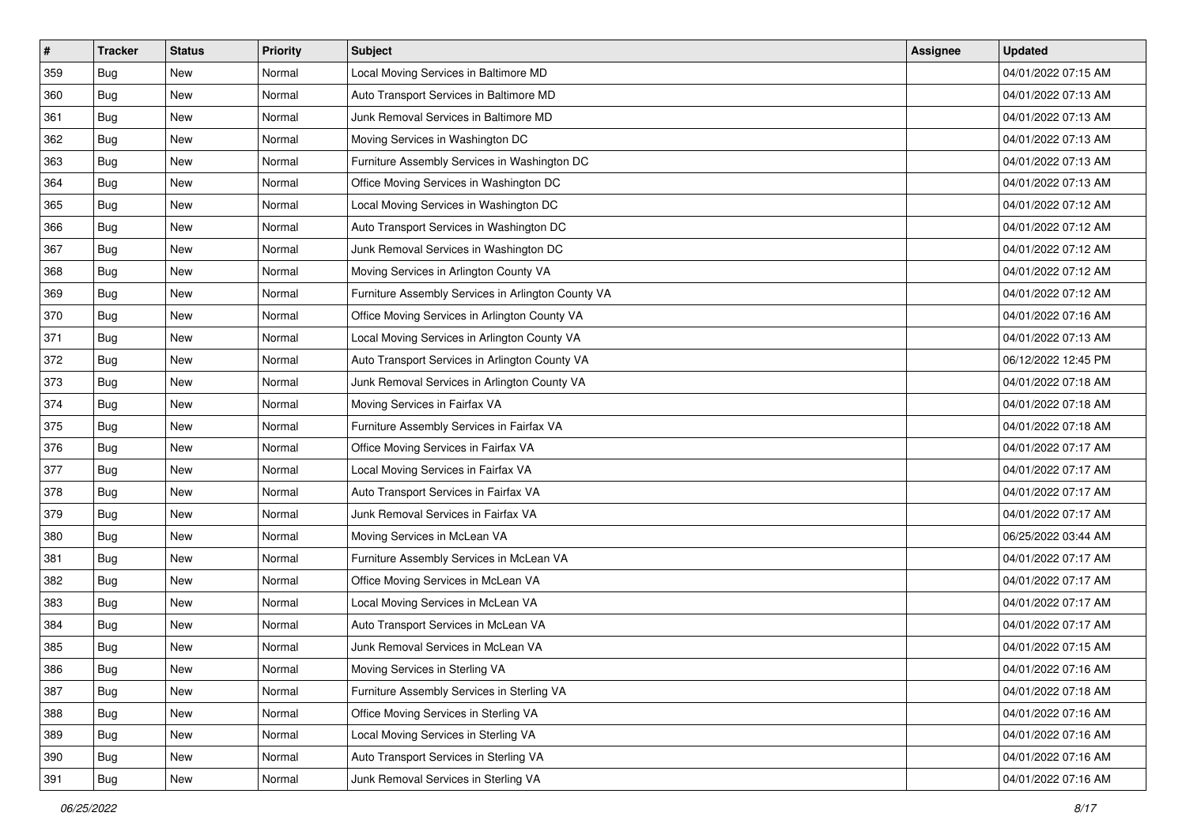| # | Tracker | Status | Priority | Subject | Assignee | Updated |
|---|---|---|---|---|---|---|
| 359 | Bug | New | Normal | Local Moving Services in Baltimore MD | | 04/01/2022 07:15 AM |
| 360 | Bug | New | Normal | Auto Transport Services in Baltimore MD | | 04/01/2022 07:13 AM |
| 361 | Bug | New | Normal | Junk Removal Services in Baltimore MD | | 04/01/2022 07:13 AM |
| 362 | Bug | New | Normal | Moving Services in Washington DC | | 04/01/2022 07:13 AM |
| 363 | Bug | New | Normal | Furniture Assembly Services in Washington DC | | 04/01/2022 07:13 AM |
| 364 | Bug | New | Normal | Office Moving Services in Washington DC | | 04/01/2022 07:13 AM |
| 365 | Bug | New | Normal | Local Moving Services in Washington DC | | 04/01/2022 07:12 AM |
| 366 | Bug | New | Normal | Auto Transport Services in Washington DC | | 04/01/2022 07:12 AM |
| 367 | Bug | New | Normal | Junk Removal Services in Washington DC | | 04/01/2022 07:12 AM |
| 368 | Bug | New | Normal | Moving Services in Arlington County VA | | 04/01/2022 07:12 AM |
| 369 | Bug | New | Normal | Furniture Assembly Services in Arlington County VA | | 04/01/2022 07:12 AM |
| 370 | Bug | New | Normal | Office Moving Services in Arlington County VA | | 04/01/2022 07:16 AM |
| 371 | Bug | New | Normal | Local Moving Services in Arlington County VA | | 04/01/2022 07:13 AM |
| 372 | Bug | New | Normal | Auto Transport Services in Arlington County VA | | 06/12/2022 12:45 PM |
| 373 | Bug | New | Normal | Junk Removal Services in Arlington County VA | | 04/01/2022 07:18 AM |
| 374 | Bug | New | Normal | Moving Services in Fairfax VA | | 04/01/2022 07:18 AM |
| 375 | Bug | New | Normal | Furniture Assembly Services in Fairfax VA | | 04/01/2022 07:18 AM |
| 376 | Bug | New | Normal | Office Moving Services in Fairfax VA | | 04/01/2022 07:17 AM |
| 377 | Bug | New | Normal | Local Moving Services in Fairfax VA | | 04/01/2022 07:17 AM |
| 378 | Bug | New | Normal | Auto Transport Services in Fairfax VA | | 04/01/2022 07:17 AM |
| 379 | Bug | New | Normal | Junk Removal Services in Fairfax VA | | 04/01/2022 07:17 AM |
| 380 | Bug | New | Normal | Moving Services in McLean VA | | 06/25/2022 03:44 AM |
| 381 | Bug | New | Normal | Furniture Assembly Services in McLean VA | | 04/01/2022 07:17 AM |
| 382 | Bug | New | Normal | Office Moving Services in McLean VA | | 04/01/2022 07:17 AM |
| 383 | Bug | New | Normal | Local Moving Services in McLean VA | | 04/01/2022 07:17 AM |
| 384 | Bug | New | Normal | Auto Transport Services in McLean VA | | 04/01/2022 07:17 AM |
| 385 | Bug | New | Normal | Junk Removal Services in McLean VA | | 04/01/2022 07:15 AM |
| 386 | Bug | New | Normal | Moving Services in Sterling VA | | 04/01/2022 07:16 AM |
| 387 | Bug | New | Normal | Furniture Assembly Services in Sterling VA | | 04/01/2022 07:18 AM |
| 388 | Bug | New | Normal | Office Moving Services in Sterling VA | | 04/01/2022 07:16 AM |
| 389 | Bug | New | Normal | Local Moving Services in Sterling VA | | 04/01/2022 07:16 AM |
| 390 | Bug | New | Normal | Auto Transport Services in Sterling VA | | 04/01/2022 07:16 AM |
| 391 | Bug | New | Normal | Junk Removal Services in Sterling VA | | 04/01/2022 07:16 AM |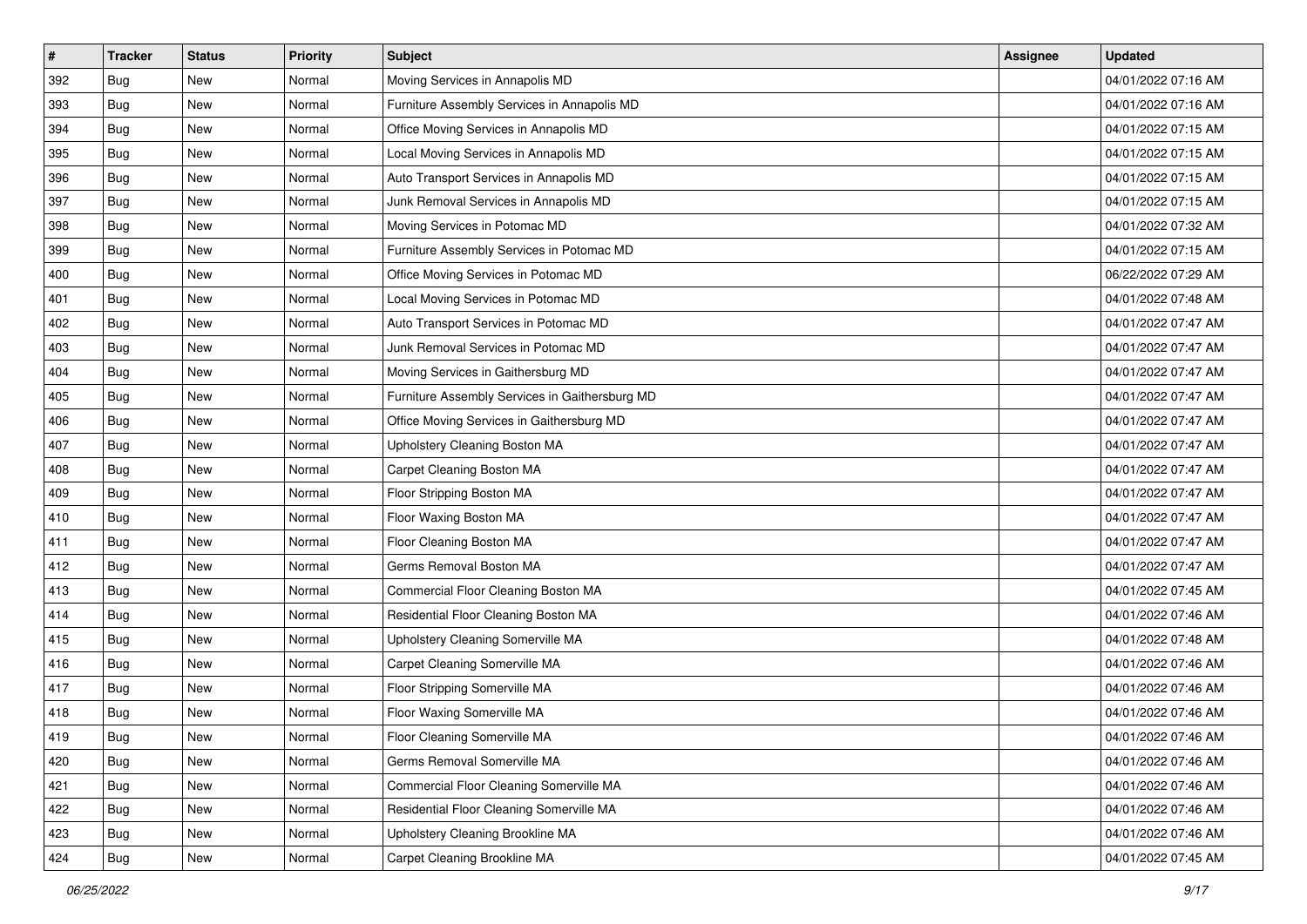| # | Tracker | Status | Priority | Subject | Assignee | Updated |
|---|---|---|---|---|---|---|
| 392 | Bug | New | Normal | Moving Services in Annapolis MD | | 04/01/2022 07:16 AM |
| 393 | Bug | New | Normal | Furniture Assembly Services in Annapolis MD | | 04/01/2022 07:16 AM |
| 394 | Bug | New | Normal | Office Moving Services in Annapolis MD | | 04/01/2022 07:15 AM |
| 395 | Bug | New | Normal | Local Moving Services in Annapolis MD | | 04/01/2022 07:15 AM |
| 396 | Bug | New | Normal | Auto Transport Services in Annapolis MD | | 04/01/2022 07:15 AM |
| 397 | Bug | New | Normal | Junk Removal Services in Annapolis MD | | 04/01/2022 07:15 AM |
| 398 | Bug | New | Normal | Moving Services in Potomac MD | | 04/01/2022 07:32 AM |
| 399 | Bug | New | Normal | Furniture Assembly Services in Potomac MD | | 04/01/2022 07:15 AM |
| 400 | Bug | New | Normal | Office Moving Services in Potomac MD | | 06/22/2022 07:29 AM |
| 401 | Bug | New | Normal | Local Moving Services in Potomac MD | | 04/01/2022 07:48 AM |
| 402 | Bug | New | Normal | Auto Transport Services in Potomac MD | | 04/01/2022 07:47 AM |
| 403 | Bug | New | Normal | Junk Removal Services in Potomac MD | | 04/01/2022 07:47 AM |
| 404 | Bug | New | Normal | Moving Services in Gaithersburg MD | | 04/01/2022 07:47 AM |
| 405 | Bug | New | Normal | Furniture Assembly Services in Gaithersburg MD | | 04/01/2022 07:47 AM |
| 406 | Bug | New | Normal | Office Moving Services in Gaithersburg MD | | 04/01/2022 07:47 AM |
| 407 | Bug | New | Normal | Upholstery Cleaning Boston MA | | 04/01/2022 07:47 AM |
| 408 | Bug | New | Normal | Carpet Cleaning Boston MA | | 04/01/2022 07:47 AM |
| 409 | Bug | New | Normal | Floor Stripping Boston MA | | 04/01/2022 07:47 AM |
| 410 | Bug | New | Normal | Floor Waxing Boston MA | | 04/01/2022 07:47 AM |
| 411 | Bug | New | Normal | Floor Cleaning Boston MA | | 04/01/2022 07:47 AM |
| 412 | Bug | New | Normal | Germs Removal Boston MA | | 04/01/2022 07:47 AM |
| 413 | Bug | New | Normal | Commercial Floor Cleaning Boston MA | | 04/01/2022 07:45 AM |
| 414 | Bug | New | Normal | Residential Floor Cleaning Boston MA | | 04/01/2022 07:46 AM |
| 415 | Bug | New | Normal | Upholstery Cleaning Somerville MA | | 04/01/2022 07:48 AM |
| 416 | Bug | New | Normal | Carpet Cleaning Somerville MA | | 04/01/2022 07:46 AM |
| 417 | Bug | New | Normal | Floor Stripping Somerville MA | | 04/01/2022 07:46 AM |
| 418 | Bug | New | Normal | Floor Waxing Somerville MA | | 04/01/2022 07:46 AM |
| 419 | Bug | New | Normal | Floor Cleaning Somerville MA | | 04/01/2022 07:46 AM |
| 420 | Bug | New | Normal | Germs Removal Somerville MA | | 04/01/2022 07:46 AM |
| 421 | Bug | New | Normal | Commercial Floor Cleaning Somerville MA | | 04/01/2022 07:46 AM |
| 422 | Bug | New | Normal | Residential Floor Cleaning Somerville MA | | 04/01/2022 07:46 AM |
| 423 | Bug | New | Normal | Upholstery Cleaning Brookline MA | | 04/01/2022 07:46 AM |
| 424 | Bug | New | Normal | Carpet Cleaning Brookline MA | | 04/01/2022 07:45 AM |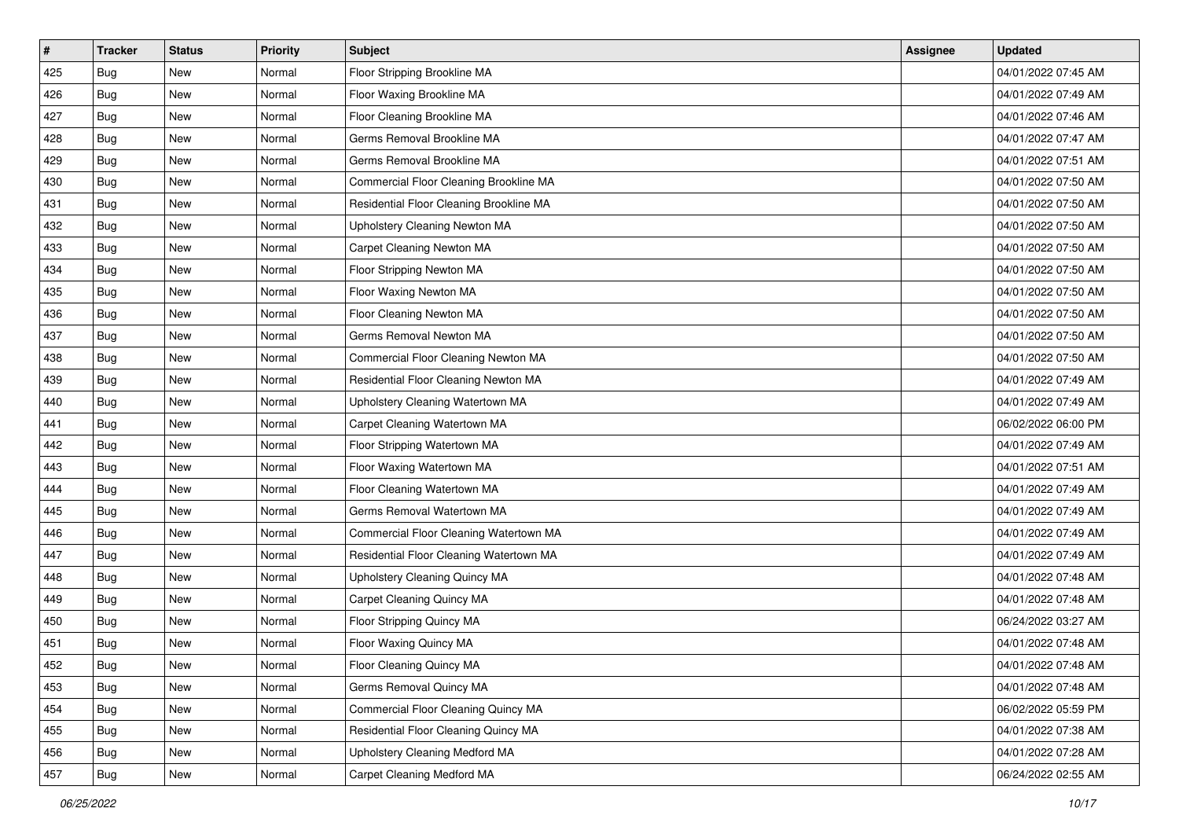| # | Tracker | Status | Priority | Subject | Assignee | Updated |
|---|---|---|---|---|---|---|
| 425 | Bug | New | Normal | Floor Stripping Brookline MA | | 04/01/2022 07:45 AM |
| 426 | Bug | New | Normal | Floor Waxing Brookline MA | | 04/01/2022 07:49 AM |
| 427 | Bug | New | Normal | Floor Cleaning Brookline MA | | 04/01/2022 07:46 AM |
| 428 | Bug | New | Normal | Germs Removal Brookline MA | | 04/01/2022 07:47 AM |
| 429 | Bug | New | Normal | Germs Removal Brookline MA | | 04/01/2022 07:51 AM |
| 430 | Bug | New | Normal | Commercial Floor Cleaning Brookline MA | | 04/01/2022 07:50 AM |
| 431 | Bug | New | Normal | Residential Floor Cleaning Brookline MA | | 04/01/2022 07:50 AM |
| 432 | Bug | New | Normal | Upholstery Cleaning Newton MA | | 04/01/2022 07:50 AM |
| 433 | Bug | New | Normal | Carpet Cleaning Newton MA | | 04/01/2022 07:50 AM |
| 434 | Bug | New | Normal | Floor Stripping Newton MA | | 04/01/2022 07:50 AM |
| 435 | Bug | New | Normal | Floor Waxing Newton MA | | 04/01/2022 07:50 AM |
| 436 | Bug | New | Normal | Floor Cleaning Newton MA | | 04/01/2022 07:50 AM |
| 437 | Bug | New | Normal | Germs Removal Newton MA | | 04/01/2022 07:50 AM |
| 438 | Bug | New | Normal | Commercial Floor Cleaning Newton MA | | 04/01/2022 07:50 AM |
| 439 | Bug | New | Normal | Residential Floor Cleaning Newton MA | | 04/01/2022 07:49 AM |
| 440 | Bug | New | Normal | Upholstery Cleaning Watertown MA | | 04/01/2022 07:49 AM |
| 441 | Bug | New | Normal | Carpet Cleaning Watertown MA | | 06/02/2022 06:00 PM |
| 442 | Bug | New | Normal | Floor Stripping Watertown MA | | 04/01/2022 07:49 AM |
| 443 | Bug | New | Normal | Floor Waxing Watertown MA | | 04/01/2022 07:51 AM |
| 444 | Bug | New | Normal | Floor Cleaning Watertown MA | | 04/01/2022 07:49 AM |
| 445 | Bug | New | Normal | Germs Removal Watertown MA | | 04/01/2022 07:49 AM |
| 446 | Bug | New | Normal | Commercial Floor Cleaning Watertown MA | | 04/01/2022 07:49 AM |
| 447 | Bug | New | Normal | Residential Floor Cleaning Watertown MA | | 04/01/2022 07:49 AM |
| 448 | Bug | New | Normal | Upholstery Cleaning Quincy MA | | 04/01/2022 07:48 AM |
| 449 | Bug | New | Normal | Carpet Cleaning Quincy MA | | 04/01/2022 07:48 AM |
| 450 | Bug | New | Normal | Floor Stripping Quincy MA | | 06/24/2022 03:27 AM |
| 451 | Bug | New | Normal | Floor Waxing Quincy MA | | 04/01/2022 07:48 AM |
| 452 | Bug | New | Normal | Floor Cleaning Quincy MA | | 04/01/2022 07:48 AM |
| 453 | Bug | New | Normal | Germs Removal Quincy MA | | 04/01/2022 07:48 AM |
| 454 | Bug | New | Normal | Commercial Floor Cleaning Quincy MA | | 06/02/2022 05:59 PM |
| 455 | Bug | New | Normal | Residential Floor Cleaning Quincy MA | | 04/01/2022 07:38 AM |
| 456 | Bug | New | Normal | Upholstery Cleaning Medford MA | | 04/01/2022 07:28 AM |
| 457 | Bug | New | Normal | Carpet Cleaning Medford MA | | 06/24/2022 02:55 AM |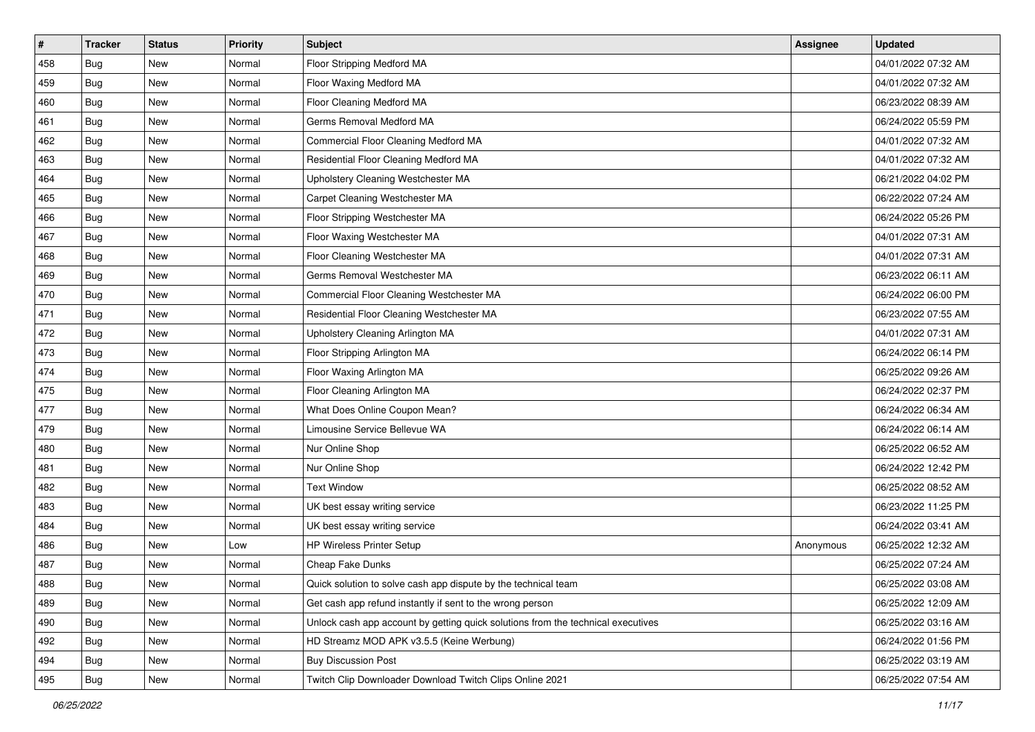| # | Tracker | Status | Priority | Subject | Assignee | Updated |
|---|---|---|---|---|---|---|
| 458 | Bug | New | Normal | Floor Stripping Medford MA | | 04/01/2022 07:32 AM |
| 459 | Bug | New | Normal | Floor Waxing Medford MA | | 04/01/2022 07:32 AM |
| 460 | Bug | New | Normal | Floor Cleaning Medford MA | | 06/23/2022 08:39 AM |
| 461 | Bug | New | Normal | Germs Removal Medford MA | | 06/24/2022 05:59 PM |
| 462 | Bug | New | Normal | Commercial Floor Cleaning Medford MA | | 04/01/2022 07:32 AM |
| 463 | Bug | New | Normal | Residential Floor Cleaning Medford MA | | 04/01/2022 07:32 AM |
| 464 | Bug | New | Normal | Upholstery Cleaning Westchester MA | | 06/21/2022 04:02 PM |
| 465 | Bug | New | Normal | Carpet Cleaning Westchester MA | | 06/22/2022 07:24 AM |
| 466 | Bug | New | Normal | Floor Stripping Westchester MA | | 06/24/2022 05:26 PM |
| 467 | Bug | New | Normal | Floor Waxing Westchester MA | | 04/01/2022 07:31 AM |
| 468 | Bug | New | Normal | Floor Cleaning Westchester MA | | 04/01/2022 07:31 AM |
| 469 | Bug | New | Normal | Germs Removal Westchester MA | | 06/23/2022 06:11 AM |
| 470 | Bug | New | Normal | Commercial Floor Cleaning Westchester MA | | 06/24/2022 06:00 PM |
| 471 | Bug | New | Normal | Residential Floor Cleaning Westchester MA | | 06/23/2022 07:55 AM |
| 472 | Bug | New | Normal | Upholstery Cleaning Arlington MA | | 04/01/2022 07:31 AM |
| 473 | Bug | New | Normal | Floor Stripping Arlington MA | | 06/24/2022 06:14 PM |
| 474 | Bug | New | Normal | Floor Waxing Arlington MA | | 06/25/2022 09:26 AM |
| 475 | Bug | New | Normal | Floor Cleaning Arlington MA | | 06/24/2022 02:37 PM |
| 477 | Bug | New | Normal | What Does Online Coupon Mean? | | 06/24/2022 06:34 AM |
| 479 | Bug | New | Normal | Limousine Service Bellevue WA | | 06/24/2022 06:14 AM |
| 480 | Bug | New | Normal | Nur Online Shop | | 06/25/2022 06:52 AM |
| 481 | Bug | New | Normal | Nur Online Shop | | 06/24/2022 12:42 PM |
| 482 | Bug | New | Normal | Text Window | | 06/25/2022 08:52 AM |
| 483 | Bug | New | Normal | UK best essay writing service | | 06/23/2022 11:25 PM |
| 484 | Bug | New | Normal | UK best essay writing service | | 06/24/2022 03:41 AM |
| 486 | Bug | New | Low | HP Wireless Printer Setup | Anonymous | 06/25/2022 12:32 AM |
| 487 | Bug | New | Normal | Cheap Fake Dunks | | 06/25/2022 07:24 AM |
| 488 | Bug | New | Normal | Quick solution to solve cash app dispute by the technical team | | 06/25/2022 03:08 AM |
| 489 | Bug | New | Normal | Get cash app refund instantly if sent to the wrong person | | 06/25/2022 12:09 AM |
| 490 | Bug | New | Normal | Unlock cash app account by getting quick solutions from the technical executives | | 06/25/2022 03:16 AM |
| 492 | Bug | New | Normal | HD Streamz MOD APK v3.5.5 (Keine Werbung) | | 06/24/2022 01:56 PM |
| 494 | Bug | New | Normal | Buy Discussion Post | | 06/25/2022 03:19 AM |
| 495 | Bug | New | Normal | Twitch Clip Downloader Download Twitch Clips Online 2021 | | 06/25/2022 07:54 AM |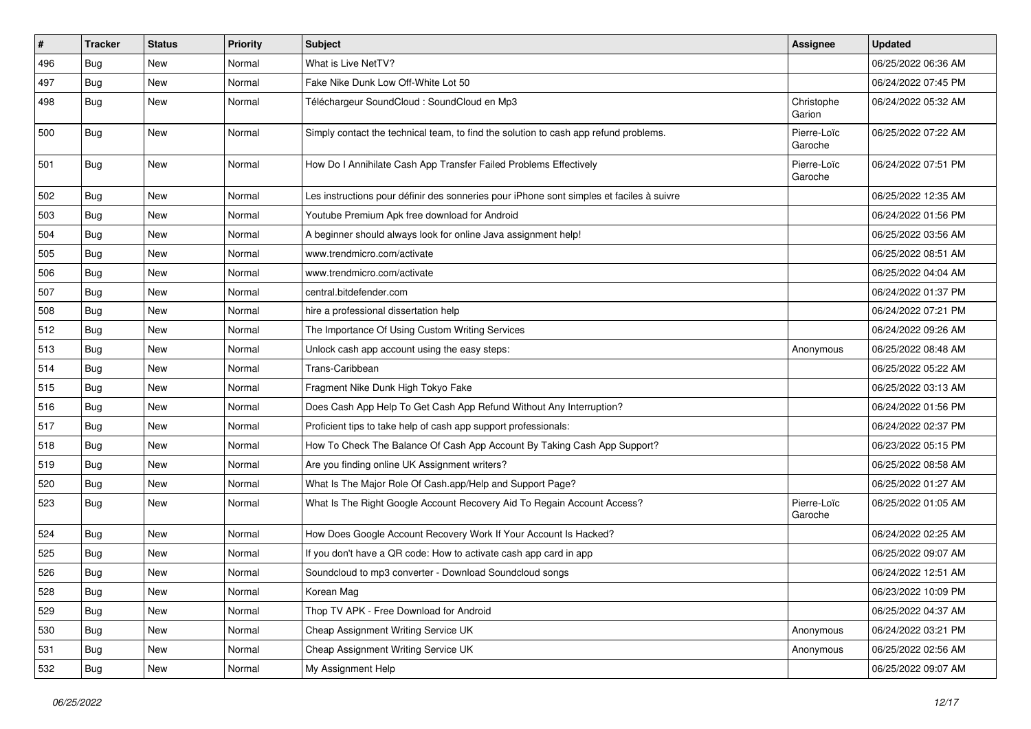| # | Tracker | Status | Priority | Subject | Assignee | Updated |
|---|---|---|---|---|---|---|
| 496 | Bug | New | Normal | What is Live NetTV? | | 06/25/2022 06:36 AM |
| 497 | Bug | New | Normal | Fake Nike Dunk Low Off-White Lot 50 | | 06/24/2022 07:45 PM |
| 498 | Bug | New | Normal | Téléchargeur SoundCloud : SoundCloud en Mp3 | Christophe Garion | 06/24/2022 05:32 AM |
| 500 | Bug | New | Normal | Simply contact the technical team, to find the solution to cash app refund problems. | Pierre-Loïc Garoche | 06/25/2022 07:22 AM |
| 501 | Bug | New | Normal | How Do I Annihilate Cash App Transfer Failed Problems Effectively | Pierre-Loïc Garoche | 06/24/2022 07:51 PM |
| 502 | Bug | New | Normal | Les instructions pour définir des sonneries pour iPhone sont simples et faciles à suivre | | 06/25/2022 12:35 AM |
| 503 | Bug | New | Normal | Youtube Premium Apk free download for Android | | 06/24/2022 01:56 PM |
| 504 | Bug | New | Normal | A beginner should always look for online Java assignment help! | | 06/25/2022 03:56 AM |
| 505 | Bug | New | Normal | www.trendmicro.com/activate | | 06/25/2022 08:51 AM |
| 506 | Bug | New | Normal | www.trendmicro.com/activate | | 06/25/2022 04:04 AM |
| 507 | Bug | New | Normal | central.bitdefender.com | | 06/24/2022 01:37 PM |
| 508 | Bug | New | Normal | hire a professional dissertation help | | 06/24/2022 07:21 PM |
| 512 | Bug | New | Normal | The Importance Of Using Custom Writing Services | | 06/24/2022 09:26 AM |
| 513 | Bug | New | Normal | Unlock cash app account using the easy steps: | Anonymous | 06/25/2022 08:48 AM |
| 514 | Bug | New | Normal | Trans-Caribbean | | 06/25/2022 05:22 AM |
| 515 | Bug | New | Normal | Fragment Nike Dunk High Tokyo Fake | | 06/25/2022 03:13 AM |
| 516 | Bug | New | Normal | Does Cash App Help To Get Cash App Refund Without Any Interruption? | | 06/24/2022 01:56 PM |
| 517 | Bug | New | Normal | Proficient tips to take help of cash app support professionals: | | 06/24/2022 02:37 PM |
| 518 | Bug | New | Normal | How To Check The Balance Of Cash App Account By Taking Cash App Support? | | 06/23/2022 05:15 PM |
| 519 | Bug | New | Normal | Are you finding online UK Assignment writers? | | 06/25/2022 08:58 AM |
| 520 | Bug | New | Normal | What Is The Major Role Of Cash.app/Help and Support Page? | | 06/25/2022 01:27 AM |
| 523 | Bug | New | Normal | What Is The Right Google Account Recovery Aid To Regain Account Access? | Pierre-Loïc Garoche | 06/25/2022 01:05 AM |
| 524 | Bug | New | Normal | How Does Google Account Recovery Work If Your Account Is Hacked? | | 06/24/2022 02:25 AM |
| 525 | Bug | New | Normal | If you don't have a QR code: How to activate cash app card in app | | 06/25/2022 09:07 AM |
| 526 | Bug | New | Normal | Soundcloud to mp3 converter - Download Soundcloud songs | | 06/24/2022 12:51 AM |
| 528 | Bug | New | Normal | Korean Mag | | 06/23/2022 10:09 PM |
| 529 | Bug | New | Normal | Thop TV APK - Free Download for Android | | 06/25/2022 04:37 AM |
| 530 | Bug | New | Normal | Cheap Assignment Writing Service UK | Anonymous | 06/24/2022 03:21 PM |
| 531 | Bug | New | Normal | Cheap Assignment Writing Service UK | Anonymous | 06/25/2022 02:56 AM |
| 532 | Bug | New | Normal | My Assignment Help | | 06/25/2022 09:07 AM |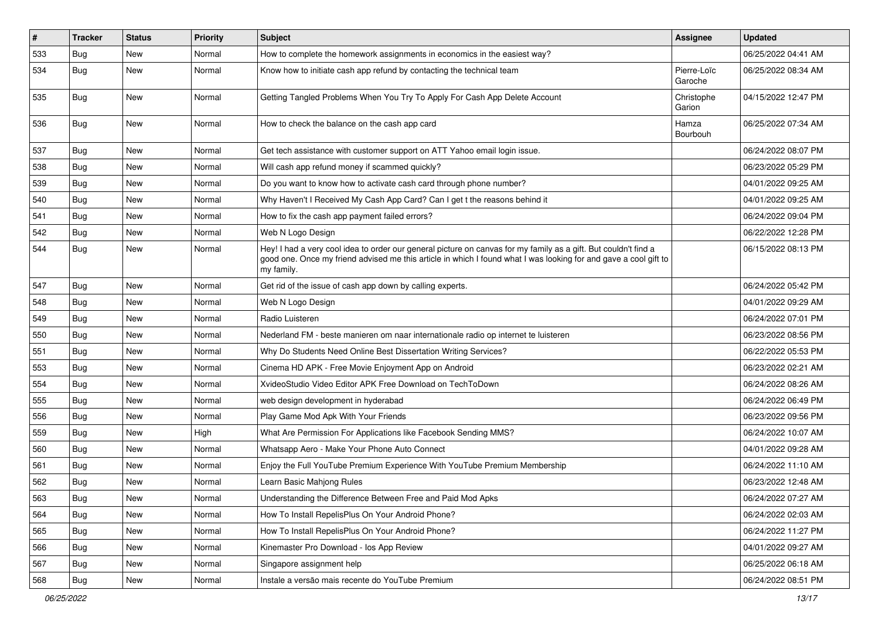| # | Tracker | Status | Priority | Subject | Assignee | Updated |
|---|---|---|---|---|---|---|
| 533 | Bug | New | Normal | How to complete the homework assignments in economics in the easiest way? | | 06/25/2022 04:41 AM |
| 534 | Bug | New | Normal | Know how to initiate cash app refund by contacting the technical team | Pierre-Loïc Garoche | 06/25/2022 08:34 AM |
| 535 | Bug | New | Normal | Getting Tangled Problems When You Try To Apply For Cash App Delete Account | Christophe Garion | 04/15/2022 12:47 PM |
| 536 | Bug | New | Normal | How to check the balance on the cash app card | Hamza Bourbouh | 06/25/2022 07:34 AM |
| 537 | Bug | New | Normal | Get tech assistance with customer support on ATT Yahoo email login issue. | | 06/24/2022 08:07 PM |
| 538 | Bug | New | Normal | Will cash app refund money if scammed quickly? | | 06/23/2022 05:29 PM |
| 539 | Bug | New | Normal | Do you want to know how to activate cash card through phone number? | | 04/01/2022 09:25 AM |
| 540 | Bug | New | Normal | Why Haven't I Received My Cash App Card? Can I get t the reasons behind it | | 04/01/2022 09:25 AM |
| 541 | Bug | New | Normal | How to fix the cash app payment failed errors? | | 06/24/2022 09:04 PM |
| 542 | Bug | New | Normal | Web N Logo Design | | 06/22/2022 12:28 PM |
| 544 | Bug | New | Normal | Hey! I had a very cool idea to order our general picture on canvas for my family as a gift. But couldn't find a good one. Once my friend advised me this article in which I found what I was looking for and gave a cool gift to my family. | | 06/15/2022 08:13 PM |
| 547 | Bug | New | Normal | Get rid of the issue of cash app down by calling experts. | | 06/24/2022 05:42 PM |
| 548 | Bug | New | Normal | Web N Logo Design | | 04/01/2022 09:29 AM |
| 549 | Bug | New | Normal | Radio Luisteren | | 06/24/2022 07:01 PM |
| 550 | Bug | New | Normal | Nederland FM - beste manieren om naar internationale radio op internet te luisteren | | 06/23/2022 08:56 PM |
| 551 | Bug | New | Normal | Why Do Students Need Online Best Dissertation Writing Services? | | 06/22/2022 05:53 PM |
| 553 | Bug | New | Normal | Cinema HD APK - Free Movie Enjoyment App on Android | | 06/23/2022 02:21 AM |
| 554 | Bug | New | Normal | XvideoStudio Video Editor APK Free Download on TechToDown | | 06/24/2022 08:26 AM |
| 555 | Bug | New | Normal | web design development in hyderabad | | 06/24/2022 06:49 PM |
| 556 | Bug | New | Normal | Play Game Mod Apk With Your Friends | | 06/23/2022 09:56 PM |
| 559 | Bug | New | High | What Are Permission For Applications like Facebook Sending MMS? | | 06/24/2022 10:07 AM |
| 560 | Bug | New | Normal | Whatsapp Aero - Make Your Phone Auto Connect | | 04/01/2022 09:28 AM |
| 561 | Bug | New | Normal | Enjoy the Full YouTube Premium Experience With YouTube Premium Membership | | 06/24/2022 11:10 AM |
| 562 | Bug | New | Normal | Learn Basic Mahjong Rules | | 06/23/2022 12:48 AM |
| 563 | Bug | New | Normal | Understanding the Difference Between Free and Paid Mod Apks | | 06/24/2022 07:27 AM |
| 564 | Bug | New | Normal | How To Install RepelisPlus On Your Android Phone? | | 06/24/2022 02:03 AM |
| 565 | Bug | New | Normal | How To Install RepelisPlus On Your Android Phone? | | 06/24/2022 11:27 PM |
| 566 | Bug | New | Normal | Kinemaster Pro Download - Ios App Review | | 04/01/2022 09:27 AM |
| 567 | Bug | New | Normal | Singapore assignment help | | 06/25/2022 06:18 AM |
| 568 | Bug | New | Normal | Instale a versão mais recente do YouTube Premium | | 06/24/2022 08:51 PM |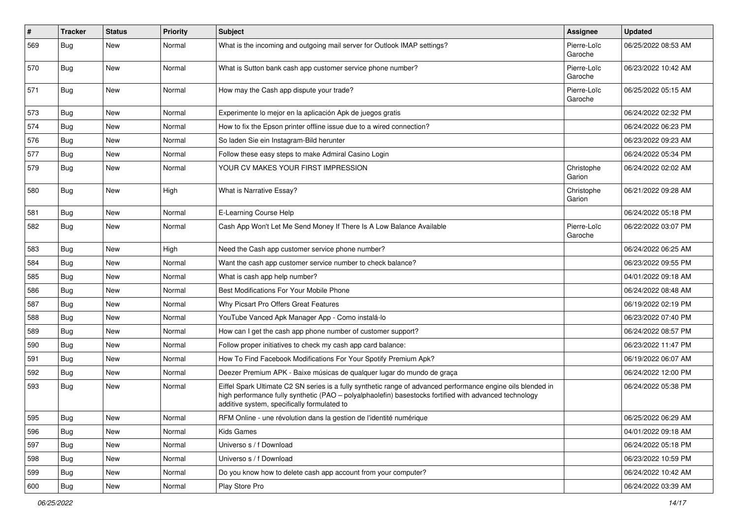| # | Tracker | Status | Priority | Subject | Assignee | Updated |
|---|---|---|---|---|---|---|
| 569 | Bug | New | Normal | What is the incoming and outgoing mail server for Outlook IMAP settings? | Pierre-Loïc Garoche | 06/25/2022 08:53 AM |
| 570 | Bug | New | Normal | What is Sutton bank cash app customer service phone number? | Pierre-Loïc Garoche | 06/23/2022 10:42 AM |
| 571 | Bug | New | Normal | How may the Cash app dispute your trade? | Pierre-Loïc Garoche | 06/25/2022 05:15 AM |
| 573 | Bug | New | Normal | Experimente lo mejor en la aplicación Apk de juegos gratis | | 06/24/2022 02:32 PM |
| 574 | Bug | New | Normal | How to fix the Epson printer offline issue due to a wired connection? | | 06/24/2022 06:23 PM |
| 576 | Bug | New | Normal | So laden Sie ein Instagram-Bild herunter | | 06/23/2022 09:23 AM |
| 577 | Bug | New | Normal | Follow these easy steps to make Admiral Casino Login | | 06/24/2022 05:34 PM |
| 579 | Bug | New | Normal | YOUR CV MAKES YOUR FIRST IMPRESSION | Christophe Garion | 06/24/2022 02:02 AM |
| 580 | Bug | New | High | What is Narrative Essay? | Christophe Garion | 06/21/2022 09:28 AM |
| 581 | Bug | New | Normal | E-Learning Course Help | | 06/24/2022 05:18 PM |
| 582 | Bug | New | Normal | Cash App Won't Let Me Send Money If There Is A Low Balance Available | Pierre-Loïc Garoche | 06/22/2022 03:07 PM |
| 583 | Bug | New | High | Need the Cash app customer service phone number? | | 06/24/2022 06:25 AM |
| 584 | Bug | New | Normal | Want the cash app customer service number to check balance? | | 06/23/2022 09:55 PM |
| 585 | Bug | New | Normal | What is cash app help number? | | 04/01/2022 09:18 AM |
| 586 | Bug | New | Normal | Best Modifications For Your Mobile Phone | | 06/24/2022 08:48 AM |
| 587 | Bug | New | Normal | Why Picsart Pro Offers Great Features | | 06/19/2022 02:19 PM |
| 588 | Bug | New | Normal | YouTube Vanced Apk Manager App - Como instalá-lo | | 06/23/2022 07:40 PM |
| 589 | Bug | New | Normal | How can I get the cash app phone number of customer support? | | 06/24/2022 08:57 PM |
| 590 | Bug | New | Normal | Follow proper initiatives to check my cash app card balance: | | 06/23/2022 11:47 PM |
| 591 | Bug | New | Normal | How To Find Facebook Modifications For Your Spotify Premium Apk? | | 06/19/2022 06:07 AM |
| 592 | Bug | New | Normal | Deezer Premium APK - Baixe músicas de qualquer lugar do mundo de graça | | 06/24/2022 12:00 PM |
| 593 | Bug | New | Normal | Eiffel Spark Ultimate C2 SN series is a fully synthetic range of advanced performance engine oils blended in high performance fully synthetic (PAO – polyalphaolefin) basestocks fortified with advanced technology additive system, specifically formulated to | | 06/24/2022 05:38 PM |
| 595 | Bug | New | Normal | RFM Online - une révolution dans la gestion de l'identité numérique | | 06/25/2022 06:29 AM |
| 596 | Bug | New | Normal | Kids Games | | 04/01/2022 09:18 AM |
| 597 | Bug | New | Normal | Universo s / f Download | | 06/24/2022 05:18 PM |
| 598 | Bug | New | Normal | Universo s / f Download | | 06/23/2022 10:59 PM |
| 599 | Bug | New | Normal | Do you know how to delete cash app account from your computer? | | 06/24/2022 10:42 AM |
| 600 | Bug | New | Normal | Play Store Pro | | 06/24/2022 03:39 AM |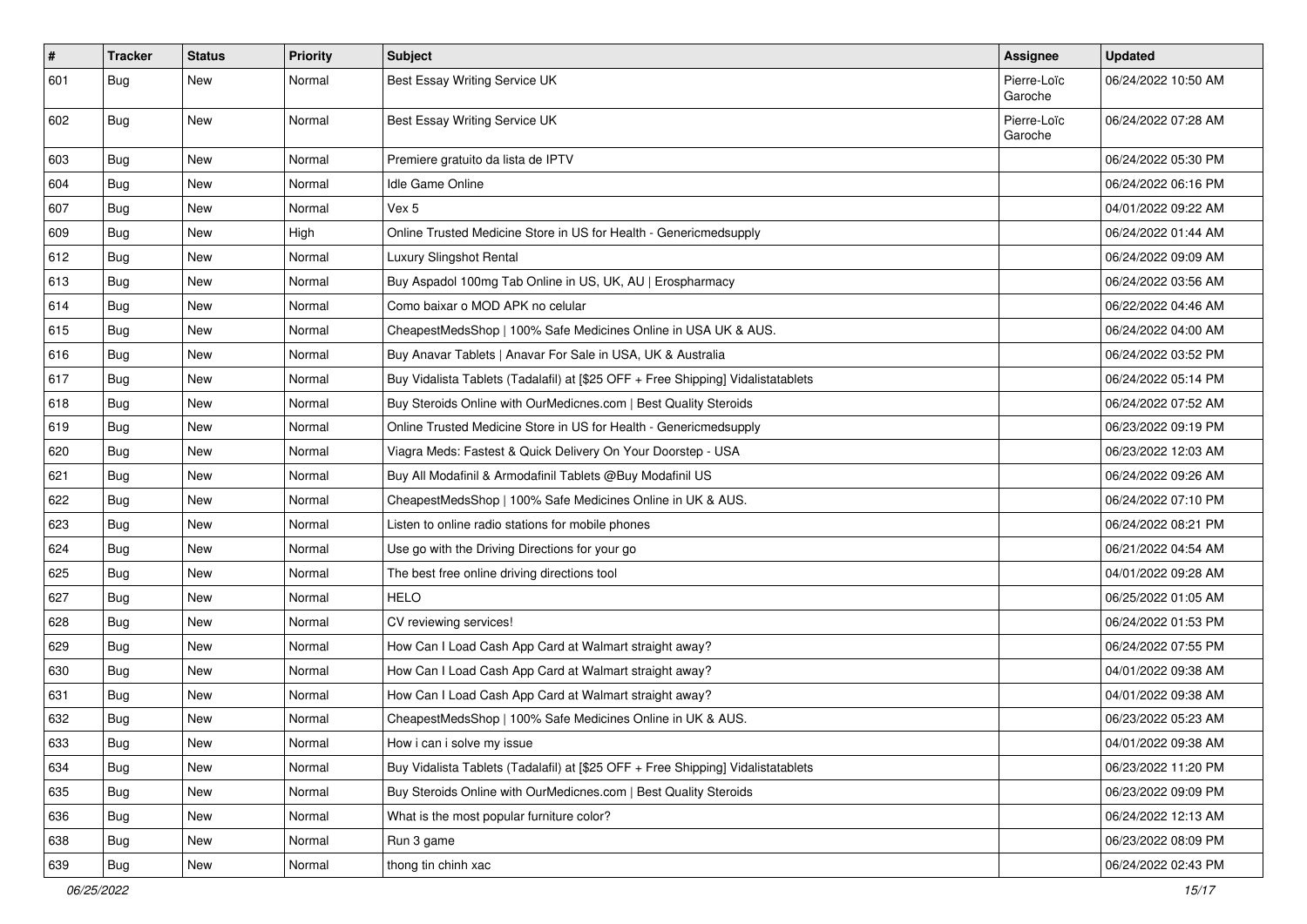| # | Tracker | Status | Priority | Subject | Assignee | Updated |
|---|---|---|---|---|---|---|
| 601 | Bug | New | Normal | Best Essay Writing Service UK | Pierre-Loïc Garoche | 06/24/2022 10:50 AM |
| 602 | Bug | New | Normal | Best Essay Writing Service UK | Pierre-Loïc Garoche | 06/24/2022 07:28 AM |
| 603 | Bug | New | Normal | Premiere gratuito da lista de IPTV | | 06/24/2022 05:30 PM |
| 604 | Bug | New | Normal | Idle Game Online | | 06/24/2022 06:16 PM |
| 607 | Bug | New | Normal | Vex 5 | | 04/01/2022 09:22 AM |
| 609 | Bug | New | High | Online Trusted Medicine Store in US for Health - Genericmedsupply | | 06/24/2022 01:44 AM |
| 612 | Bug | New | Normal | Luxury Slingshot Rental | | 06/24/2022 09:09 AM |
| 613 | Bug | New | Normal | Buy Aspadol 100mg Tab Online in US, UK, AU \| Erospharmacy | | 06/24/2022 03:56 AM |
| 614 | Bug | New | Normal | Como baixar o MOD APK no celular | | 06/22/2022 04:46 AM |
| 615 | Bug | New | Normal | CheapestMedsShop \| 100% Safe Medicines Online in USA UK & AUS. | | 06/24/2022 04:00 AM |
| 616 | Bug | New | Normal | Buy Anavar Tablets \| Anavar For Sale in USA, UK & Australia | | 06/24/2022 03:52 PM |
| 617 | Bug | New | Normal | Buy Vidalista Tablets (Tadalafil) at [$25 OFF + Free Shipping] Vidalistatablets | | 06/24/2022 05:14 PM |
| 618 | Bug | New | Normal | Buy Steroids Online with OurMedicnes.com \| Best Quality Steroids | | 06/24/2022 07:52 AM |
| 619 | Bug | New | Normal | Online Trusted Medicine Store in US for Health - Genericmedsupply | | 06/23/2022 09:19 PM |
| 620 | Bug | New | Normal | Viagra Meds: Fastest & Quick Delivery On Your Doorstep - USA | | 06/23/2022 12:03 AM |
| 621 | Bug | New | Normal | Buy All Modafinil & Armodafinil Tablets @Buy Modafinil US | | 06/24/2022 09:26 AM |
| 622 | Bug | New | Normal | CheapestMedsShop \| 100% Safe Medicines Online in UK & AUS. | | 06/24/2022 07:10 PM |
| 623 | Bug | New | Normal | Listen to online radio stations for mobile phones | | 06/24/2022 08:21 PM |
| 624 | Bug | New | Normal | Use go with the Driving Directions for your go | | 06/21/2022 04:54 AM |
| 625 | Bug | New | Normal | The best free online driving directions tool | | 04/01/2022 09:28 AM |
| 627 | Bug | New | Normal | HELO | | 06/25/2022 01:05 AM |
| 628 | Bug | New | Normal | CV reviewing services! | | 06/24/2022 01:53 PM |
| 629 | Bug | New | Normal | How Can I Load Cash App Card at Walmart straight away? | | 06/24/2022 07:55 PM |
| 630 | Bug | New | Normal | How Can I Load Cash App Card at Walmart straight away? | | 04/01/2022 09:38 AM |
| 631 | Bug | New | Normal | How Can I Load Cash App Card at Walmart straight away? | | 04/01/2022 09:38 AM |
| 632 | Bug | New | Normal | CheapestMedsShop \| 100% Safe Medicines Online in UK & AUS. | | 06/23/2022 05:23 AM |
| 633 | Bug | New | Normal | How i can i solve my issue | | 04/01/2022 09:38 AM |
| 634 | Bug | New | Normal | Buy Vidalista Tablets (Tadalafil) at [$25 OFF + Free Shipping] Vidalistatablets | | 06/23/2022 11:20 PM |
| 635 | Bug | New | Normal | Buy Steroids Online with OurMedicnes.com \| Best Quality Steroids | | 06/23/2022 09:09 PM |
| 636 | Bug | New | Normal | What is the most popular furniture color? | | 06/24/2022 12:13 AM |
| 638 | Bug | New | Normal | Run 3 game | | 06/23/2022 08:09 PM |
| 639 | Bug | New | Normal | thong tin chinh xac | | 06/24/2022 02:43 PM |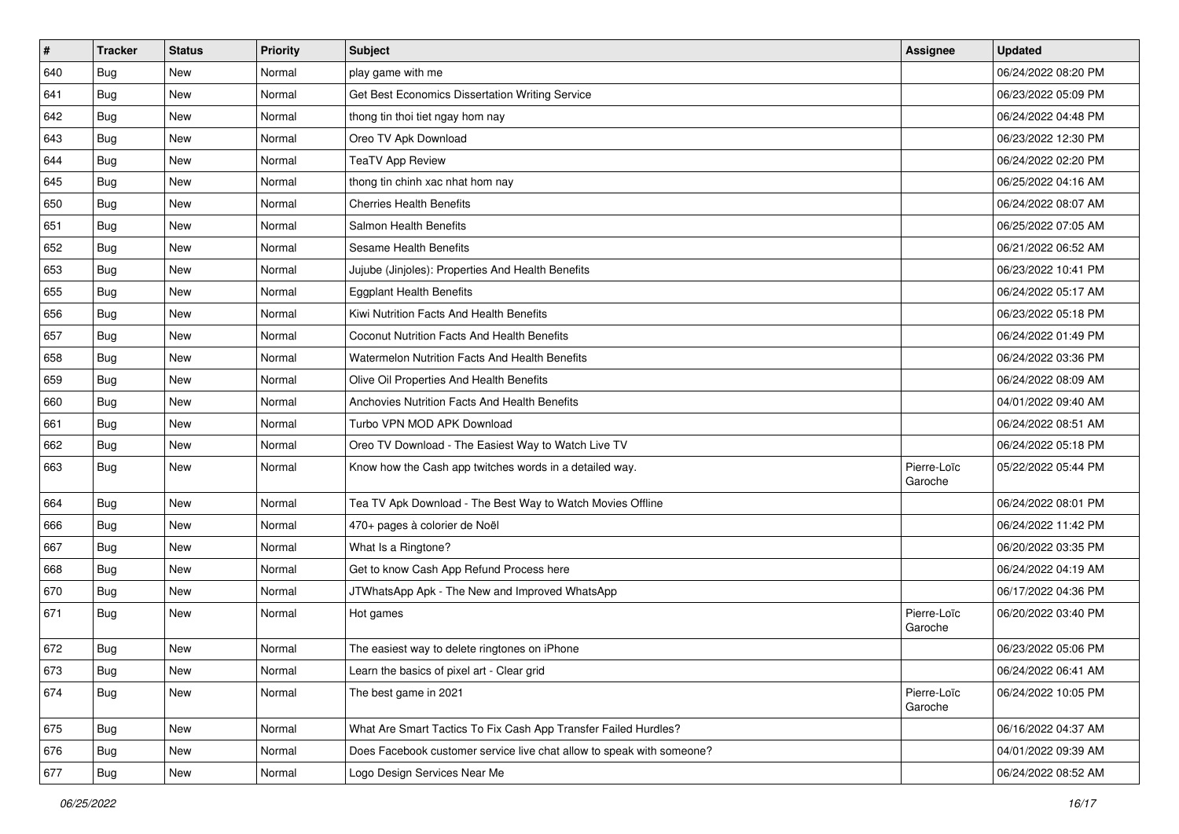| # | Tracker | Status | Priority | Subject | Assignee | Updated |
|---|---|---|---|---|---|---|
| 640 | Bug | New | Normal | play game with me | | 06/24/2022 08:20 PM |
| 641 | Bug | New | Normal | Get Best Economics Dissertation Writing Service | | 06/23/2022 05:09 PM |
| 642 | Bug | New | Normal | thong tin thoi tiet ngay hom nay | | 06/24/2022 04:48 PM |
| 643 | Bug | New | Normal | Oreo TV Apk Download | | 06/23/2022 12:30 PM |
| 644 | Bug | New | Normal | TeaTV App Review | | 06/24/2022 02:20 PM |
| 645 | Bug | New | Normal | thong tin chinh xac nhat hom nay | | 06/25/2022 04:16 AM |
| 650 | Bug | New | Normal | Cherries Health Benefits | | 06/24/2022 08:07 AM |
| 651 | Bug | New | Normal | Salmon Health Benefits | | 06/25/2022 07:05 AM |
| 652 | Bug | New | Normal | Sesame Health Benefits | | 06/21/2022 06:52 AM |
| 653 | Bug | New | Normal | Jujube (Jinjoles): Properties And Health Benefits | | 06/23/2022 10:41 PM |
| 655 | Bug | New | Normal | Eggplant Health Benefits | | 06/24/2022 05:17 AM |
| 656 | Bug | New | Normal | Kiwi Nutrition Facts And Health Benefits | | 06/23/2022 05:18 PM |
| 657 | Bug | New | Normal | Coconut Nutrition Facts And Health Benefits | | 06/24/2022 01:49 PM |
| 658 | Bug | New | Normal | Watermelon Nutrition Facts And Health Benefits | | 06/24/2022 03:36 PM |
| 659 | Bug | New | Normal | Olive Oil Properties And Health Benefits | | 06/24/2022 08:09 AM |
| 660 | Bug | New | Normal | Anchovies Nutrition Facts And Health Benefits | | 04/01/2022 09:40 AM |
| 661 | Bug | New | Normal | Turbo VPN MOD APK Download | | 06/24/2022 08:51 AM |
| 662 | Bug | New | Normal | Oreo TV Download - The Easiest Way to Watch Live TV | | 06/24/2022 05:18 PM |
| 663 | Bug | New | Normal | Know how the Cash app twitches words in a detailed way. | Pierre-Loïc Garoche | 05/22/2022 05:44 PM |
| 664 | Bug | New | Normal | Tea TV Apk Download - The Best Way to Watch Movies Offline | | 06/24/2022 08:01 PM |
| 666 | Bug | New | Normal | 470+ pages à colorier de Noël | | 06/24/2022 11:42 PM |
| 667 | Bug | New | Normal | What Is a Ringtone? | | 06/20/2022 03:35 PM |
| 668 | Bug | New | Normal | Get to know Cash App Refund Process here | | 06/24/2022 04:19 AM |
| 670 | Bug | New | Normal | JTWhatsApp Apk - The New and Improved WhatsApp | | 06/17/2022 04:36 PM |
| 671 | Bug | New | Normal | Hot games | Pierre-Loïc Garoche | 06/20/2022 03:40 PM |
| 672 | Bug | New | Normal | The easiest way to delete ringtones on iPhone | | 06/23/2022 05:06 PM |
| 673 | Bug | New | Normal | Learn the basics of pixel art - Clear grid | | 06/24/2022 06:41 AM |
| 674 | Bug | New | Normal | The best game in 2021 | Pierre-Loïc Garoche | 06/24/2022 10:05 PM |
| 675 | Bug | New | Normal | What Are Smart Tactics To Fix Cash App Transfer Failed Hurdles? | | 06/16/2022 04:37 AM |
| 676 | Bug | New | Normal | Does Facebook customer service live chat allow to speak with someone? | | 04/01/2022 09:39 AM |
| 677 | Bug | New | Normal | Logo Design Services Near Me | | 06/24/2022 08:52 AM |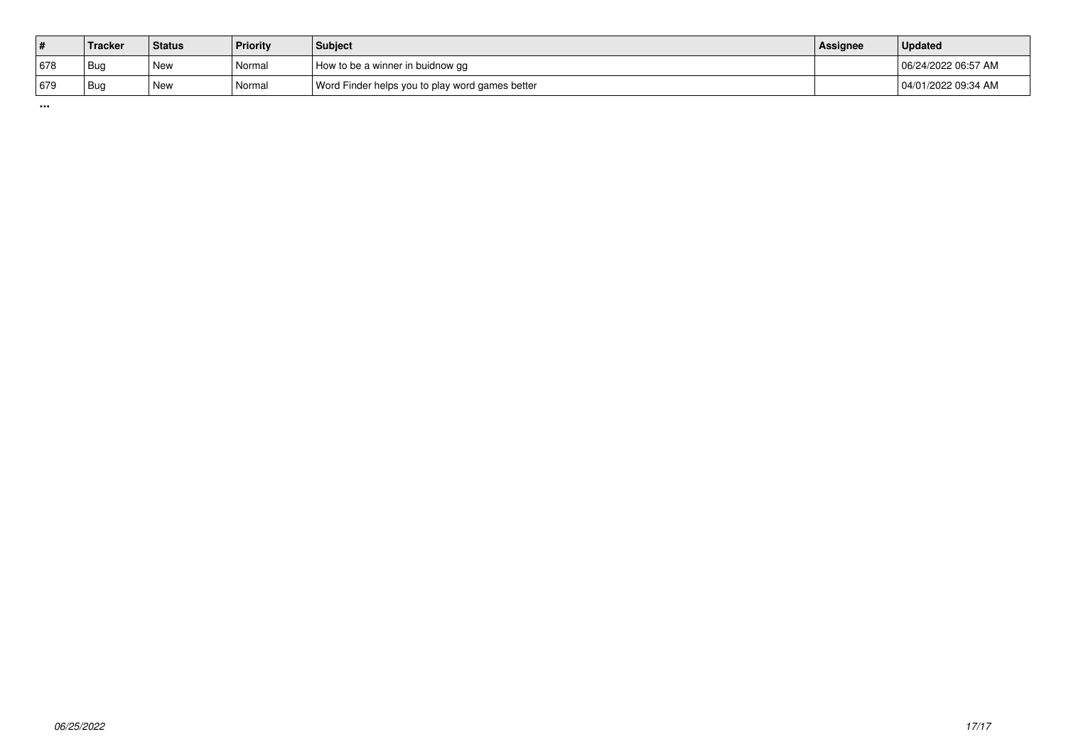| # | Tracker | Status | Priority | Subject | Assignee | Updated |
|---|---|---|---|---|---|---|
| 678 | Bug | New | Normal | How to be a winner in buidnow gg | | 06/24/2022 06:57 AM |
| 679 | Bug | New | Normal | Word Finder helps you to play word games better | | 04/01/2022 09:34 AM |

...